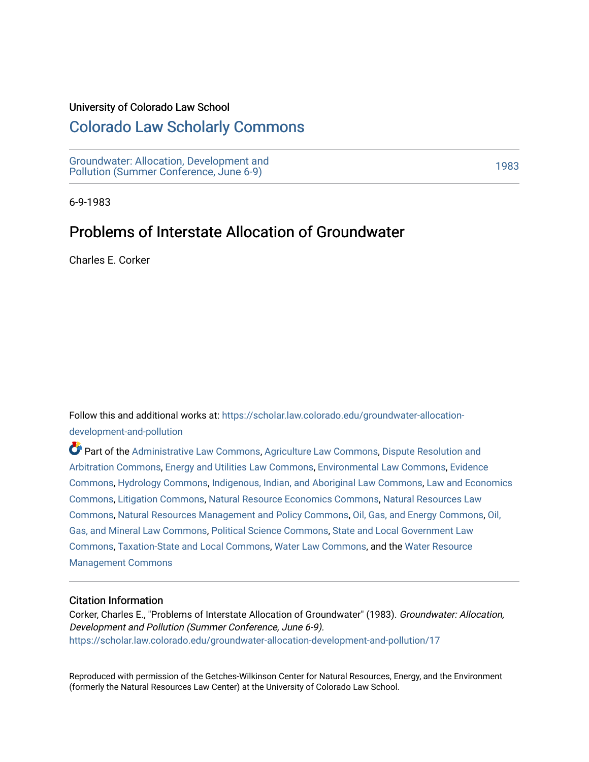University of Colorado Law School

# Colorado Law Scholarly Commons

Groundwater: Allocation, Development and Pollution (Summer Conference, June 6-9)

1983

6-9-1983

## Problems of Interstate Allocation of Groundwater

Charles E. Corker

Follow this and additional works at: https://scholar.law.colorado.edu/groundwater-allocation-development-and-pollution

Part of the Administrative Law Commons, Agriculture Law Commons, Dispute Resolution and Arbitration Commons, Energy and Utilities Law Commons, Environmental Law Commons, Evidence Commons, Hydrology Commons, Indigenous, Indian, and Aboriginal Law Commons, Law and Economics Commons, Litigation Commons, Natural Resource Economics Commons, Natural Resources Law Commons, Natural Resources Management and Policy Commons, Oil, Gas, and Energy Commons, Oil, Gas, and Mineral Law Commons, Political Science Commons, State and Local Government Law Commons, Taxation-State and Local Commons, Water Law Commons, and the Water Resource Management Commons

### Citation Information

Corker, Charles E., "Problems of Interstate Allocation of Groundwater" (1983). *Groundwater: Allocation, Development and Pollution (Summer Conference, June 6-9).*
https://scholar.law.colorado.edu/groundwater-allocation-development-and-pollution/17

Reproduced with permission of the Getches-Wilkinson Center for Natural Resources, Energy, and the Environment (formerly the Natural Resources Law Center) at the University of Colorado Law School.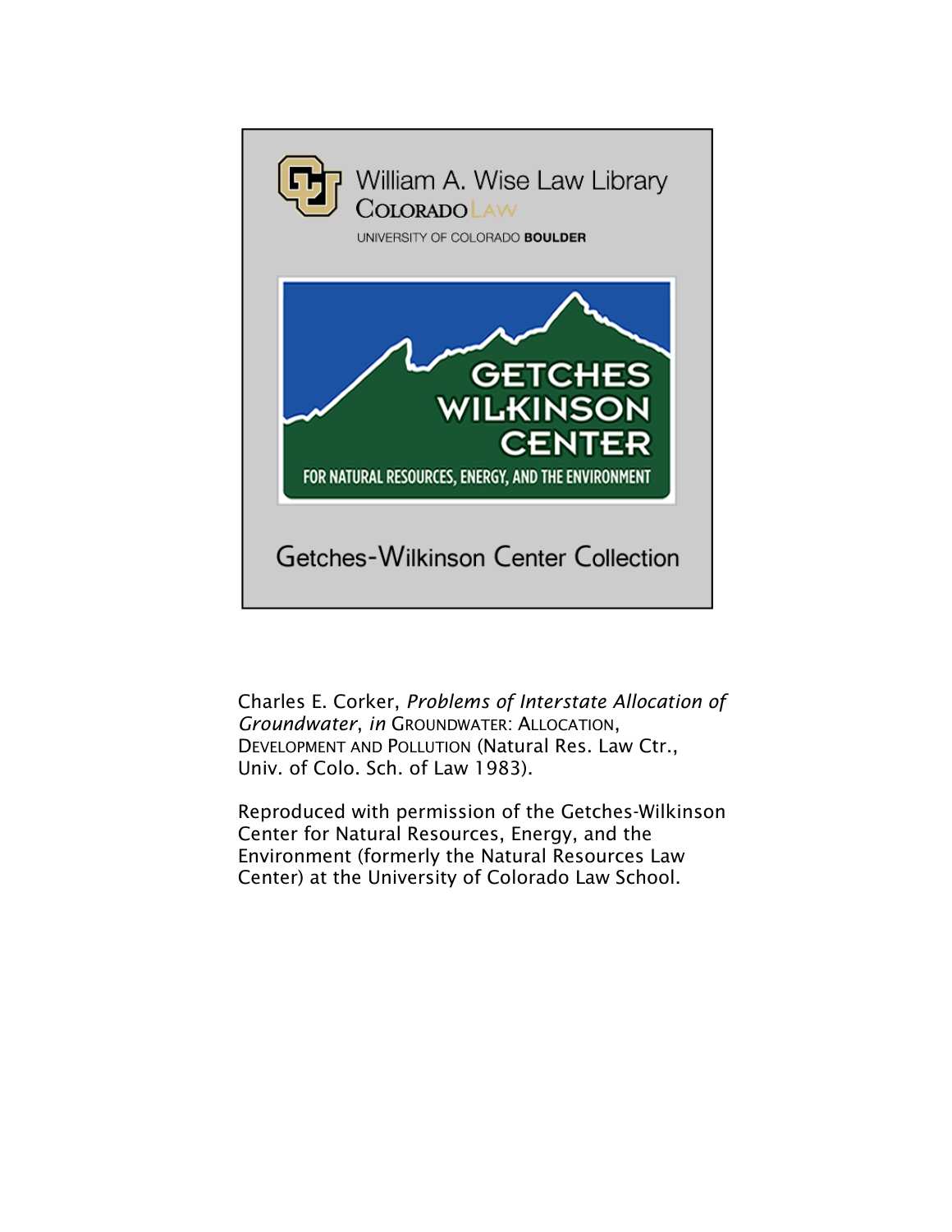William A. Wise Law Library

Colorado Law

UNIVERSITY OF COLORADO **BOULDER**

GETCHES WILKINSON CENTER

FOR NATURAL RESOURCES, ENERGY, AND THE ENVIRONMENT

Getches-Wilkinson Center Collection

Charles E. Corker, *Problems of Interstate Allocation of Groundwater*, *in* GROUNDWATER: ALLOCATION, DEVELOPMENT AND POLLUTION (Natural Res. Law Ctr., Univ. of Colo. Sch. of Law 1983).

Reproduced with permission of the Getches-Wilkinson Center for Natural Resources, Energy, and the Environment (formerly the Natural Resources Law Center) at the University of Colorado Law School.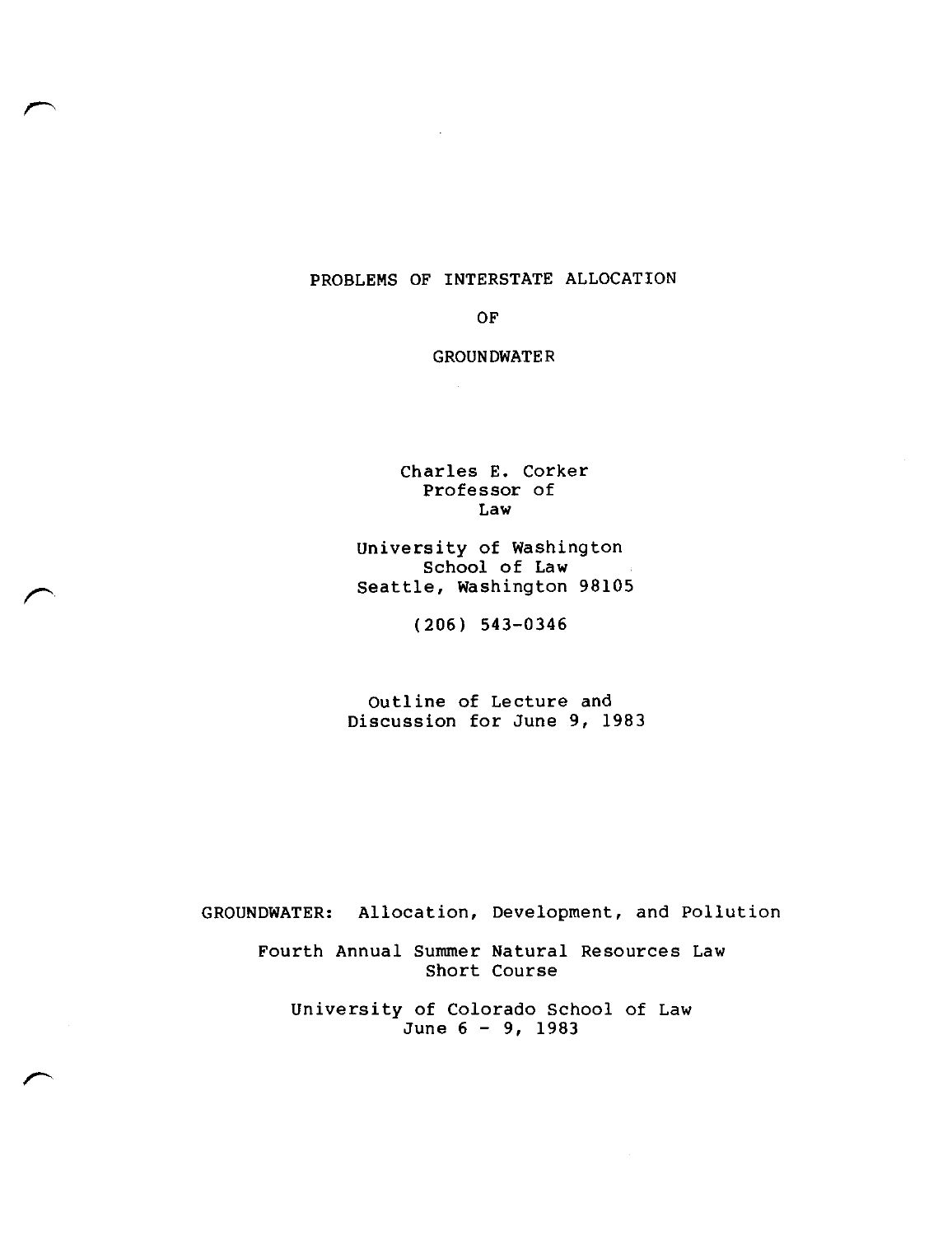# PROBLEMS OF INTERSTATE ALLOCATION OF GROUNDWATER

Charles E. Corker
Professor of
Law

University of Washington
School of Law
Seattle, Washington 98105

(206) 543-0346

Outline of Lecture and
Discussion for June 9, 1983

GROUNDWATER: Allocation, Development, and Pollution

Fourth Annual Summer Natural Resources Law
Short Course

University of Colorado School of Law
June 6 - 9, 1983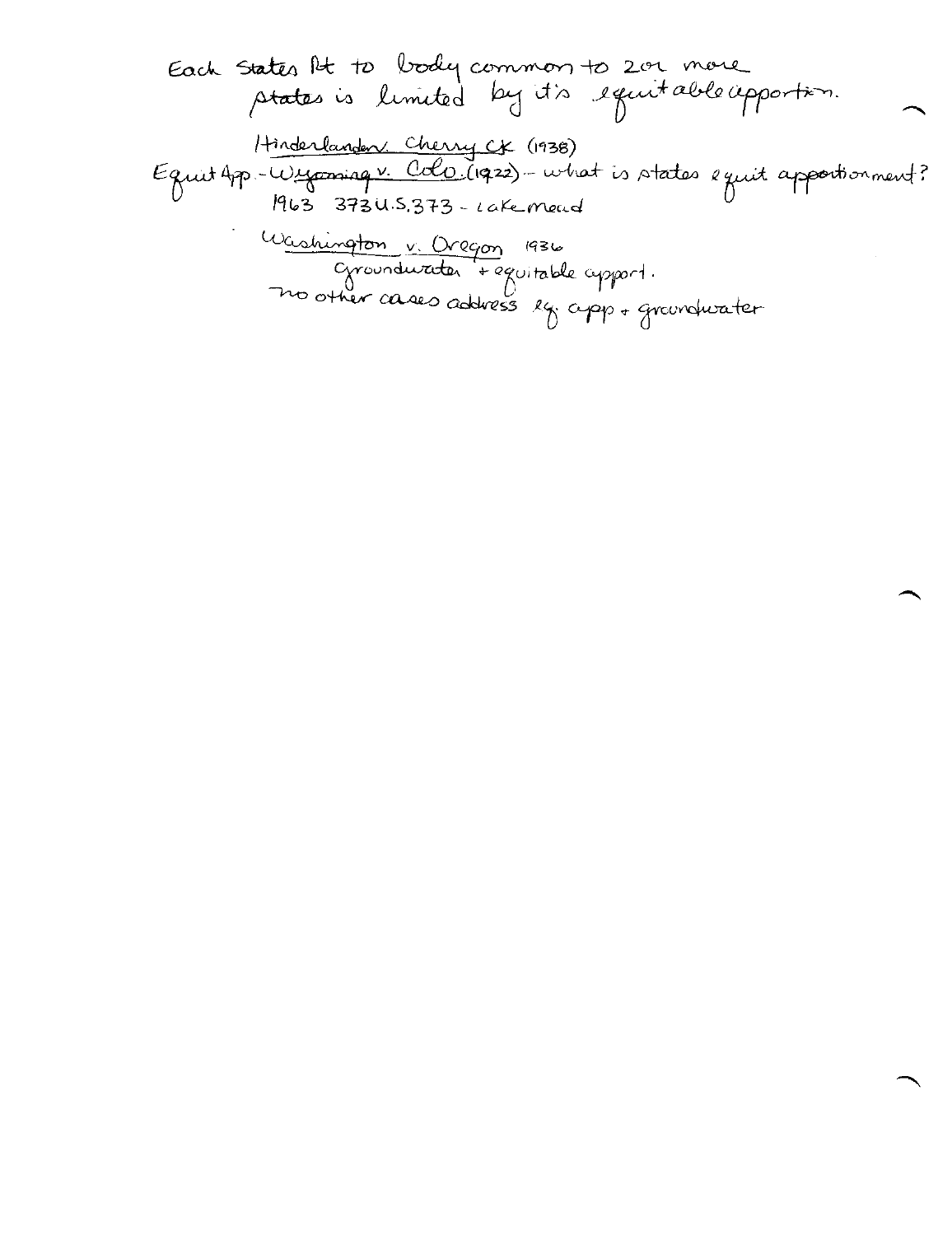Each States Rt to body common to 2 or more states is limited by it's equitable apportion.

<u>Hinderlander v. Cherry Ck</u> (1938)

Equit App. - <u>Wyoming v. Colo.</u> (1922) - what is states equit apportionment?

1963 373 U.S. 373 - Lake Mead

<u>Washington v. Oregon</u> 1936

Groundwater + equitable apport.

no other cases address eq. app + groundwater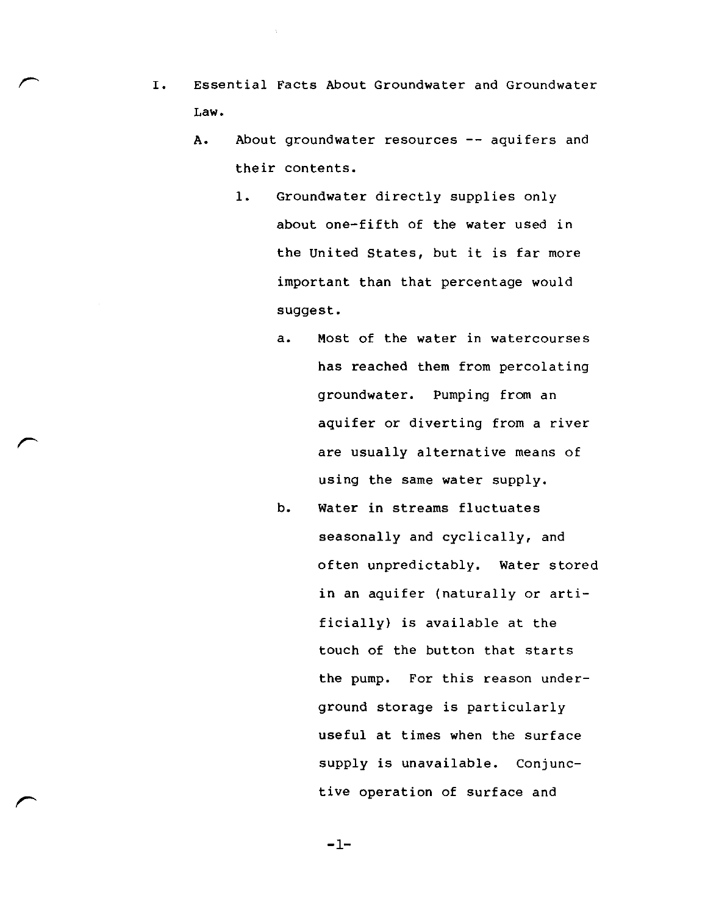I. Essential Facts About Groundwater and Groundwater Law.

   A. About groundwater resources -- aquifers and their contents.

      1. Groundwater directly supplies only about one-fifth of the water used in the United States, but it is far more important than that percentage would suggest.

         a. Most of the water in watercourses has reached them from percolating groundwater. Pumping from an aquifer or diverting from a river are usually alternative means of using the same water supply.

         b. Water in streams fluctuates seasonally and cyclically, and often unpredictably. Water stored in an aquifer (naturally or artificially) is available at the touch of the button that starts the pump. For this reason underground storage is particularly useful at times when the surface supply is unavailable. Conjunctive operation of surface and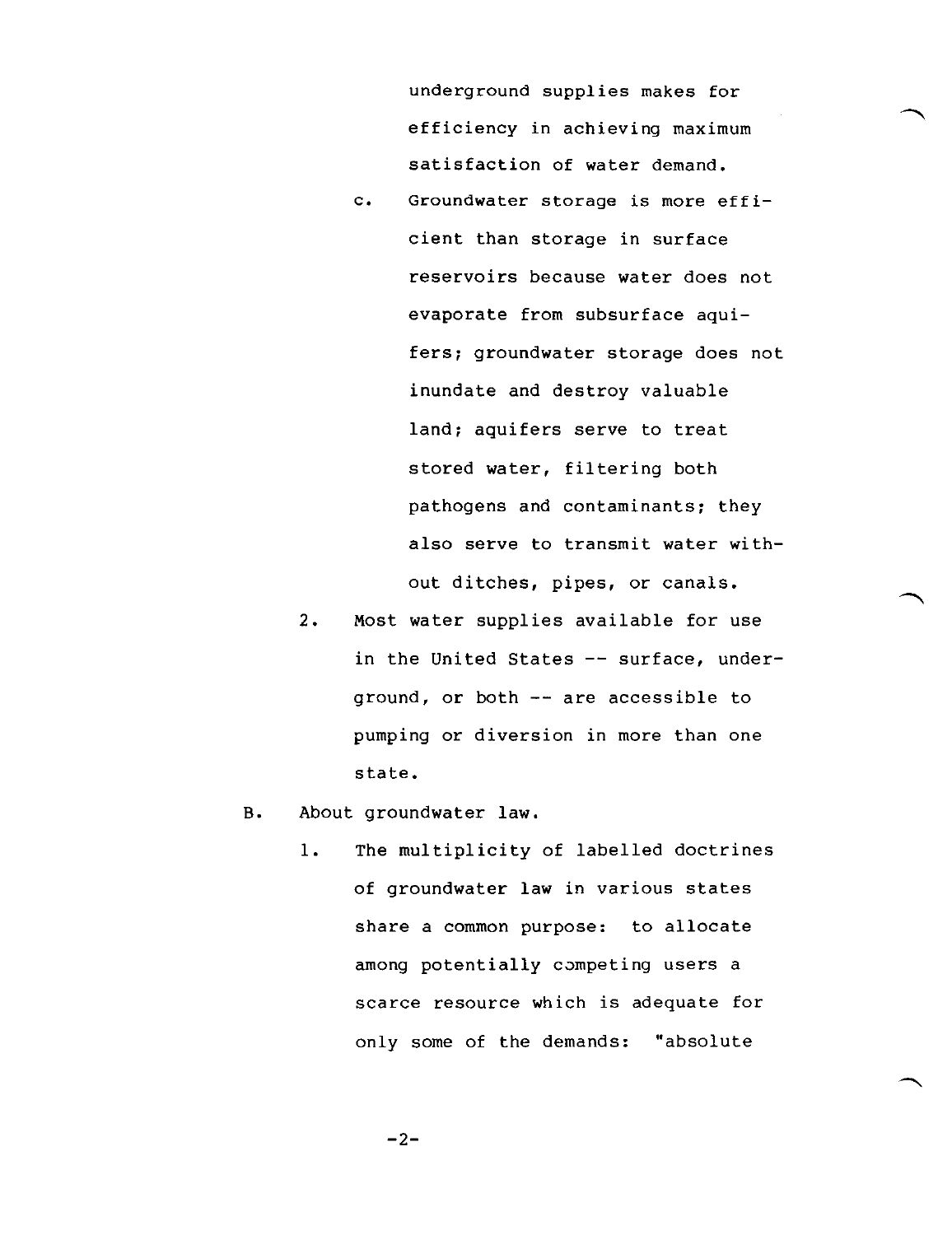underground supplies makes for efficiency in achieving maximum satisfaction of water demand.

c. Groundwater storage is more efficient than storage in surface reservoirs because water does not evaporate from subsurface aquifers; groundwater storage does not inundate and destroy valuable land; aquifers serve to treat stored water, filtering both pathogens and contaminants; they also serve to transmit water without ditches, pipes, or canals.

2. Most water supplies available for use in the United States -- surface, underground, or both -- are accessible to pumping or diversion in more than one state.

B. About groundwater law.

1. The multiplicity of labelled doctrines of groundwater law in various states share a common purpose: to allocate among potentially competing users a scarce resource which is adequate for only some of the demands: "absolute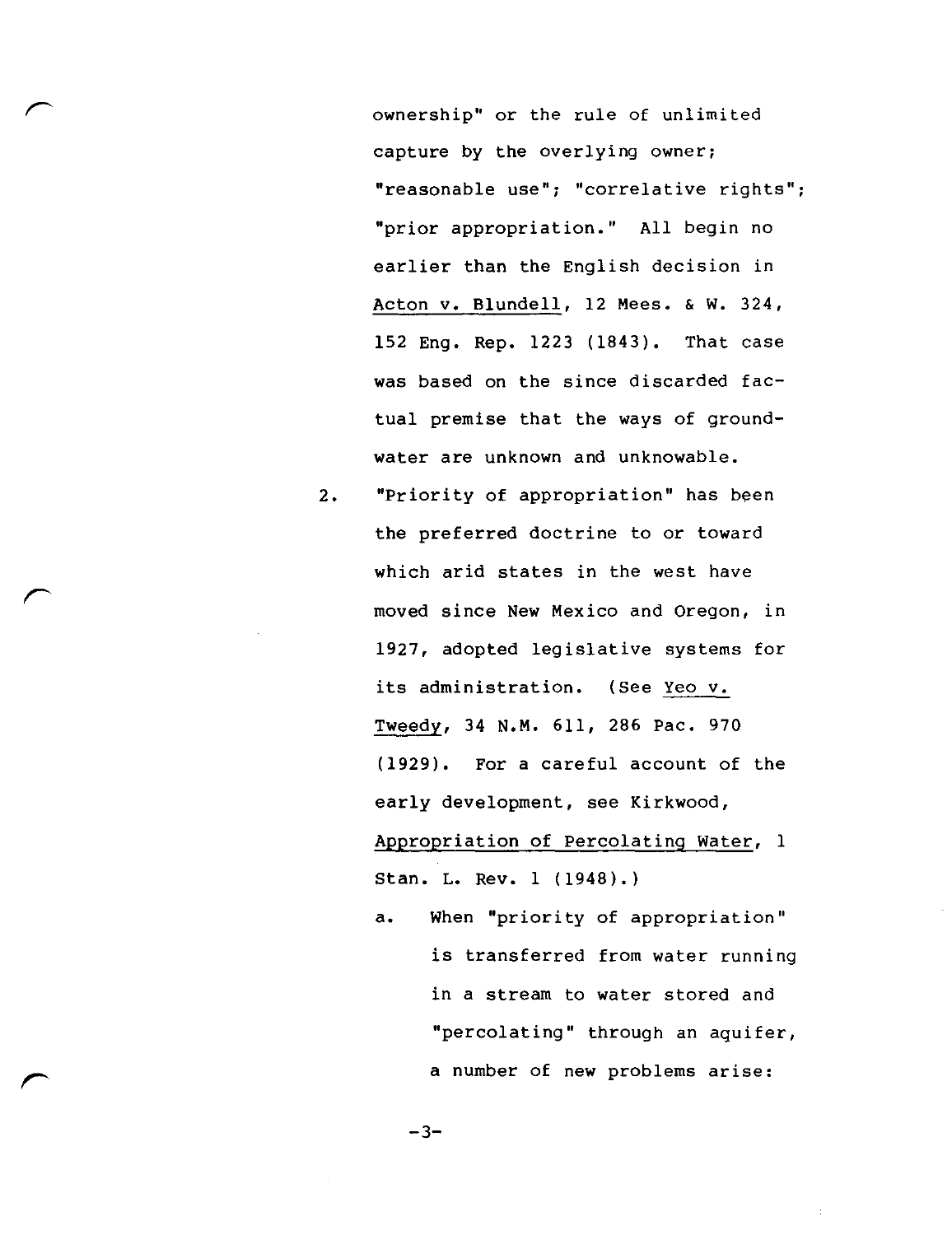ownership" or the rule of unlimited capture by the overlying owner; "reasonable use"; "correlative rights"; "prior appropriation." All begin no earlier than the English decision in <u>Acton v. Blundell</u>, 12 Mees. & W. 324, 152 Eng. Rep. 1223 (1843). That case was based on the since discarded factual premise that the ways of groundwater are unknown and unknowable.

2. "Priority of appropriation" has been the preferred doctrine to or toward which arid states in the west have moved since New Mexico and Oregon, in 1927, adopted legislative systems for its administration. (See <u>Yeo v. Tweedy</u>, 34 N.M. 611, 286 Pac. 970 (1929). For a careful account of the early development, see Kirkwood, <u>Appropriation of Percolating Water</u>, 1 Stan. L. Rev. 1 (1948).)

   a. When "priority of appropriation" is transferred from water running in a stream to water stored and "percolating" through an aquifer, a number of new problems arise: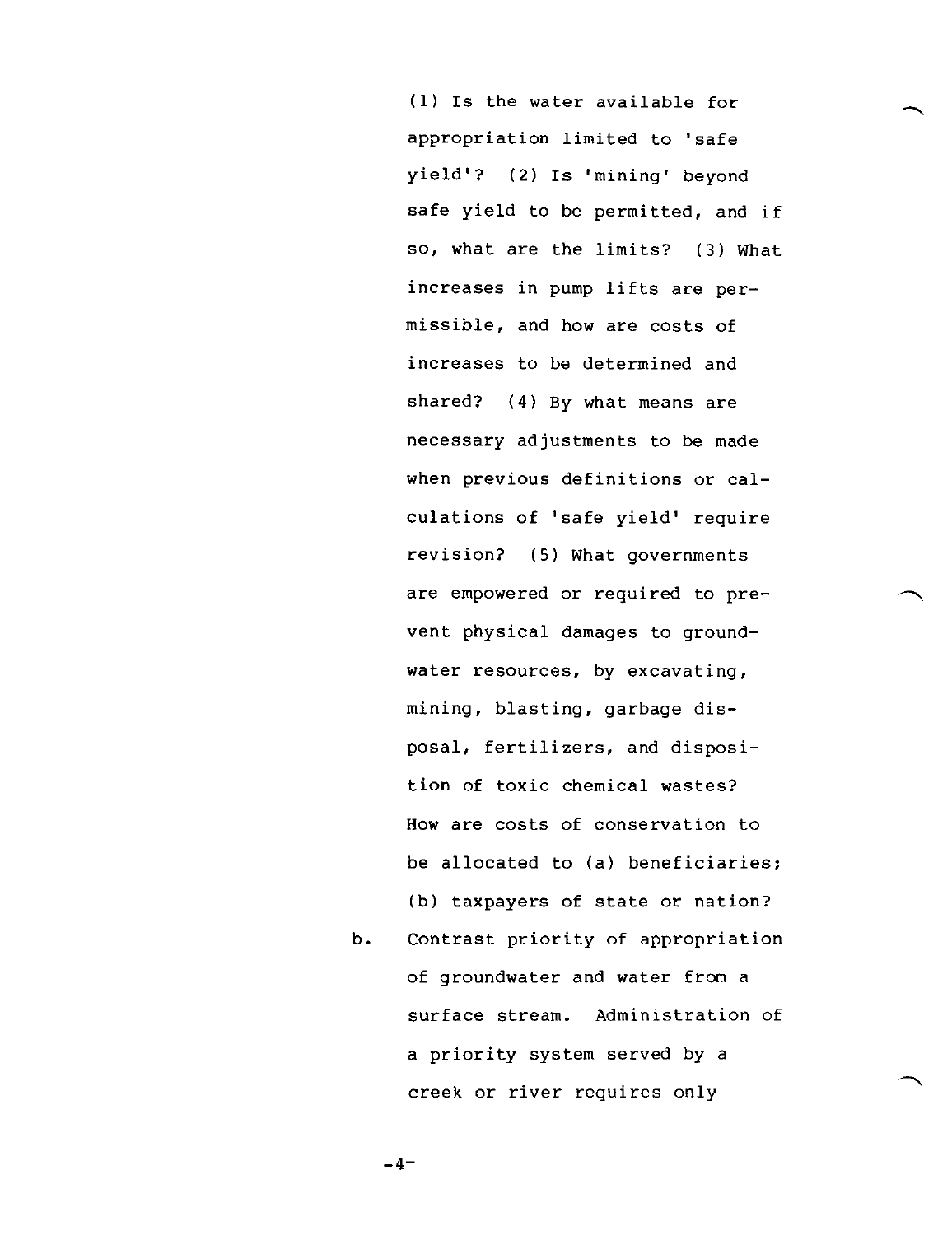(1) Is the water available for appropriation limited to 'safe yield'? (2) Is 'mining' beyond safe yield to be permitted, and if so, what are the limits? (3) What increases in pump lifts are permissible, and how are costs of increases to be determined and shared? (4) By what means are necessary adjustments to be made when previous definitions or calculations of 'safe yield' require revision? (5) What governments are empowered or required to prevent physical damages to groundwater resources, by excavating, mining, blasting, garbage disposal, fertilizers, and disposition of toxic chemical wastes? How are costs of conservation to be allocated to (a) beneficiaries; (b) taxpayers of state or nation?

b. Contrast priority of appropriation of groundwater and water from a surface stream. Administration of a priority system served by a creek or river requires only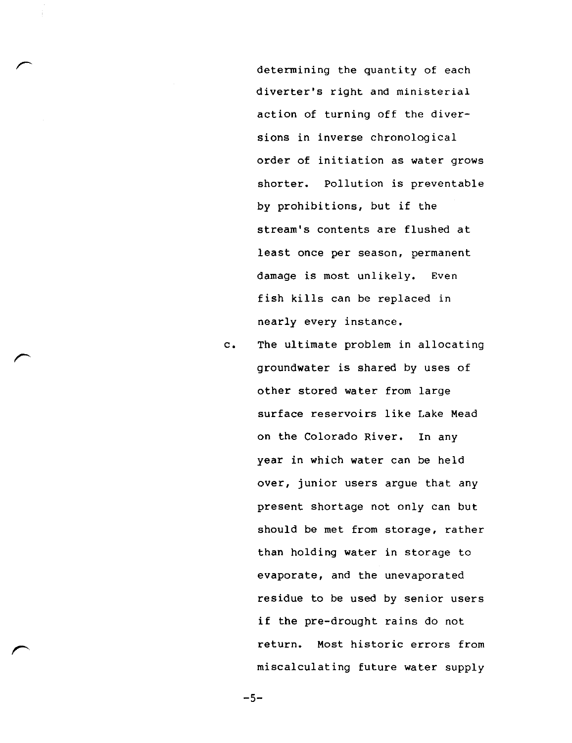determining the quantity of each diverter's right and ministerial action of turning off the diversions in inverse chronological order of initiation as water grows shorter. Pollution is preventable by prohibitions, but if the stream's contents are flushed at least once per season, permanent damage is most unlikely. Even fish kills can be replaced in nearly every instance.

c. The ultimate problem in allocating groundwater is shared by uses of other stored water from large surface reservoirs like Lake Mead on the Colorado River. In any year in which water can be held over, junior users argue that any present shortage not only can but should be met from storage, rather than holding water in storage to evaporate, and the unevaporated residue to be used by senior users if the pre-drought rains do not return. Most historic errors from miscalculating future water supply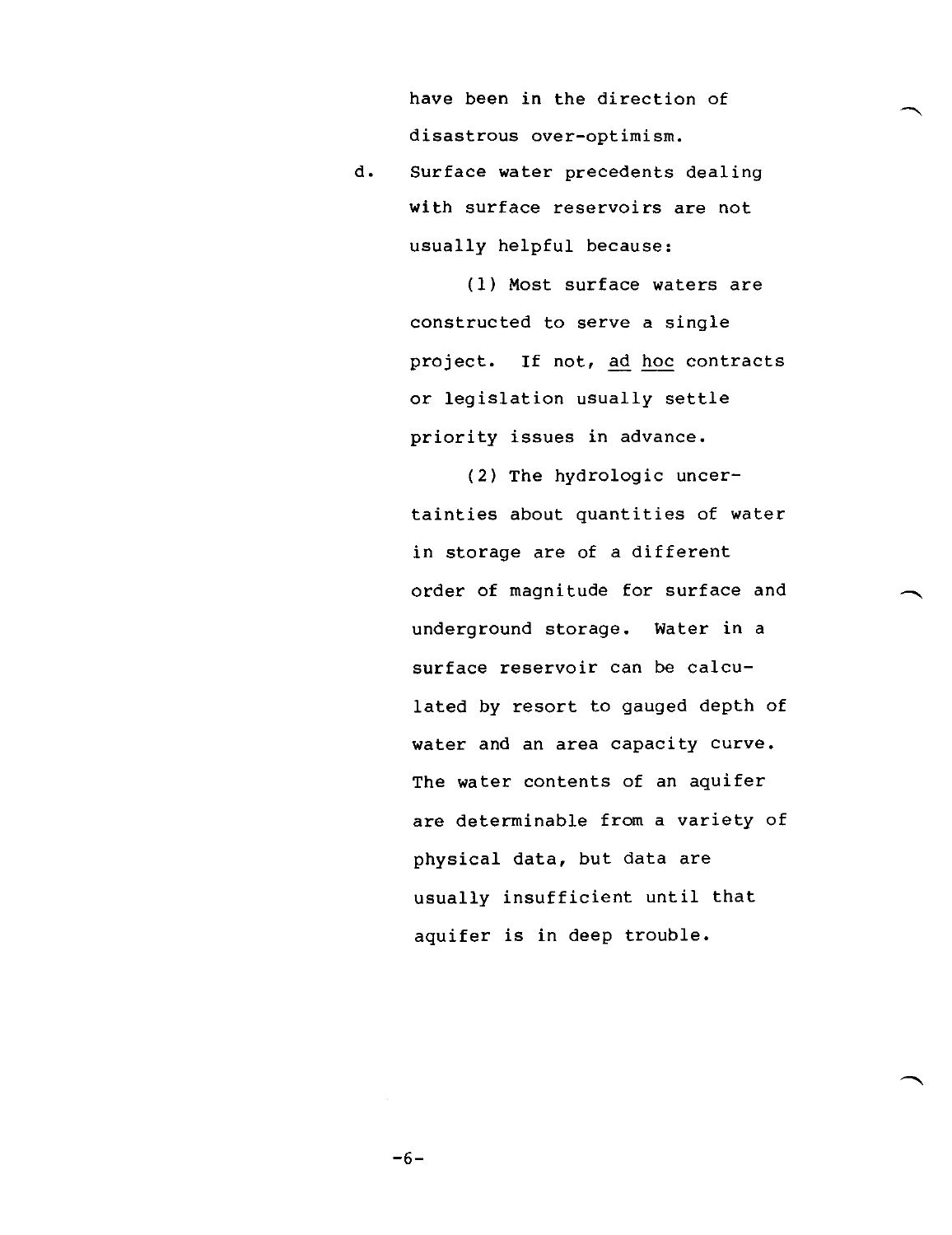have been in the direction of disastrous over-optimism.

d. Surface water precedents dealing with surface reservoirs are not usually helpful because:

   (1) Most surface waters are constructed to serve a single project. If not, ad hoc contracts or legislation usually settle priority issues in advance.

   (2) The hydrologic uncertainties about quantities of water in storage are of a different order of magnitude for surface and underground storage. Water in a surface reservoir can be calculated by resort to gauged depth of water and an area capacity curve. The water contents of an aquifer are determinable from a variety of physical data, but data are usually insufficient until that aquifer is in deep trouble.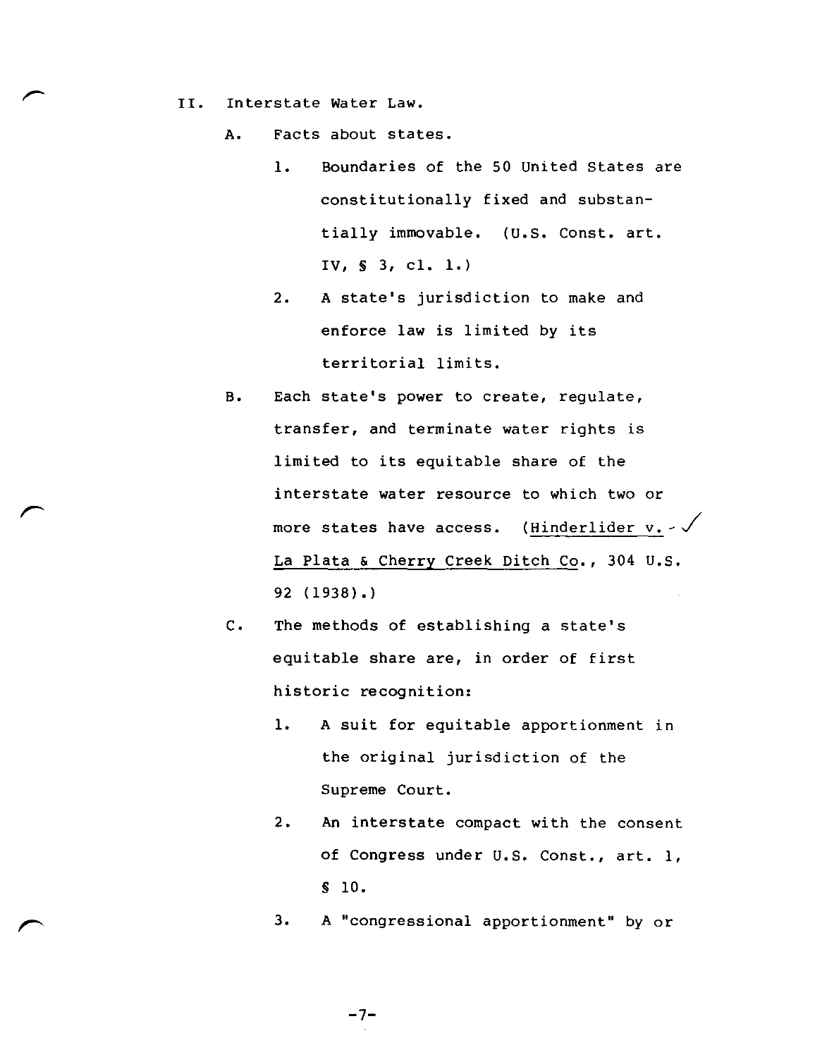II. Interstate Water Law.

A. Facts about states.

1. Boundaries of the 50 United States are constitutionally fixed and substantially immovable. (U.S. Const. art. IV, § 3, cl. 1.)

2. A state's jurisdiction to make and enforce law is limited by its territorial limits.

B. Each state's power to create, regulate, transfer, and terminate water rights is limited to its equitable share of the interstate water resource to which two or more states have access. (Hinderlider v. La Plata & Cherry Creek Ditch Co., 304 U.S. 92 (1938).)

C. The methods of establishing a state's equitable share are, in order of first historic recognition:

1. A suit for equitable apportionment in the original jurisdiction of the Supreme Court.

2. An interstate compact with the consent of Congress under U.S. Const., art. 1, § 10.

3. A "congressional apportionment" by or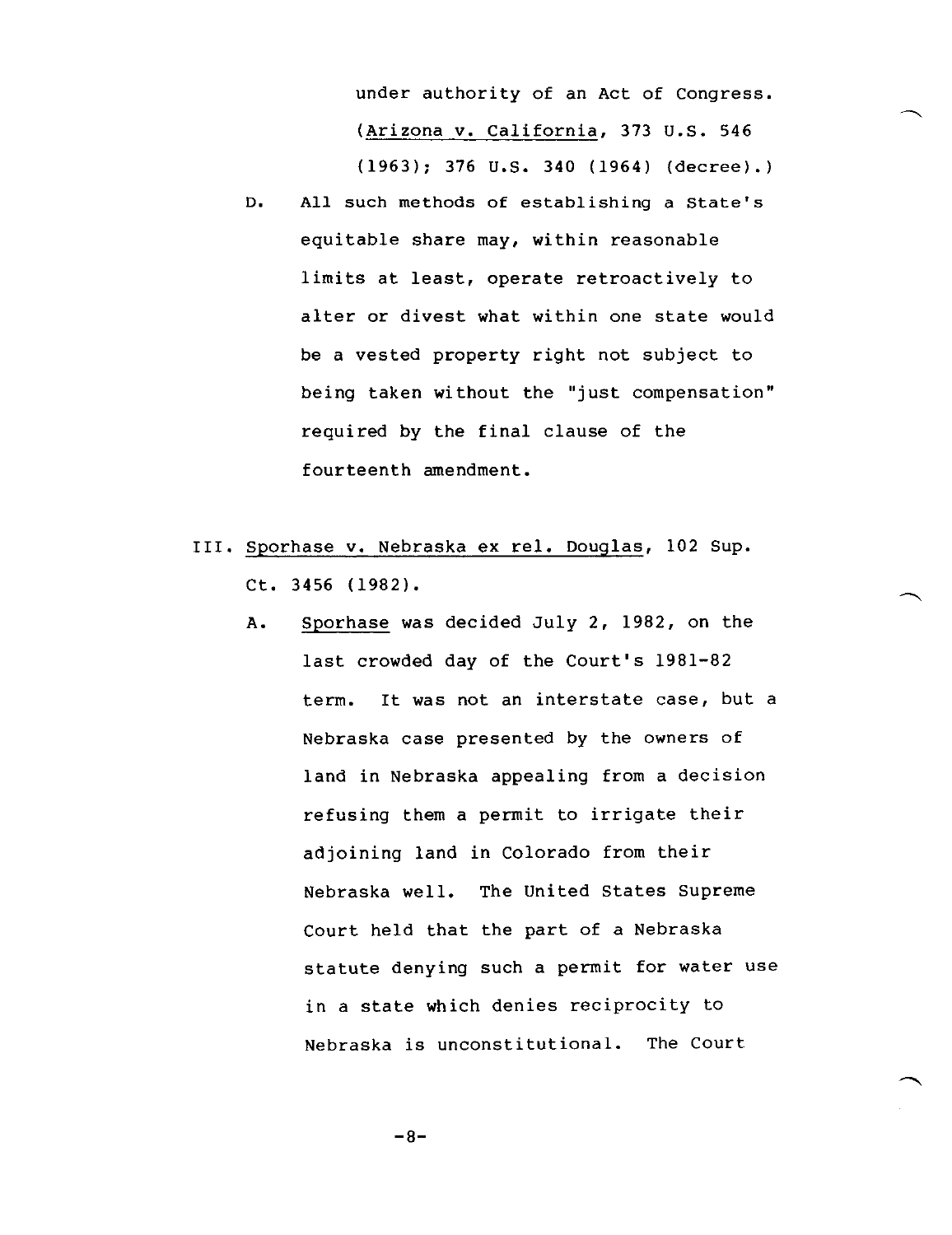under authority of an Act of Congress. (Arizona v. California, 373 U.S. 546 (1963); 376 U.S. 340 (1964) (decree).)

D. All such methods of establishing a State's equitable share may, within reasonable limits at least, operate retroactively to alter or divest what within one state would be a vested property right not subject to being taken without the "just compensation" required by the final clause of the fourteenth amendment.

III. Sporhase v. Nebraska ex rel. Douglas, 102 Sup. Ct. 3456 (1982).

A. Sporhase was decided July 2, 1982, on the last crowded day of the Court's 1981-82 term. It was not an interstate case, but a Nebraska case presented by the owners of land in Nebraska appealing from a decision refusing them a permit to irrigate their adjoining land in Colorado from their Nebraska well. The United States Supreme Court held that the part of a Nebraska statute denying such a permit for water use in a state which denies reciprocity to Nebraska is unconstitutional. The Court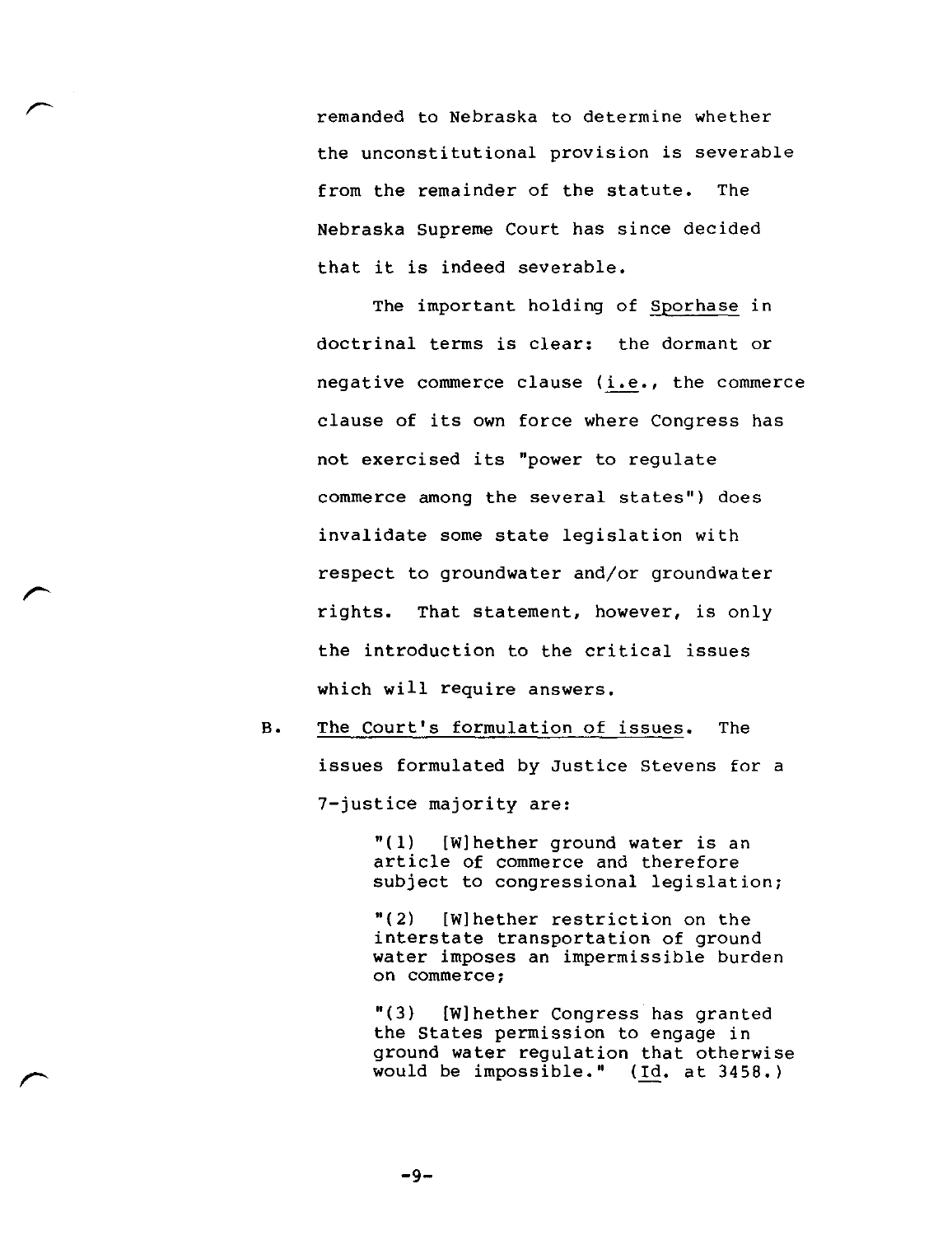remanded to Nebraska to determine whether the unconstitutional provision is severable from the remainder of the statute. The Nebraska Supreme Court has since decided that it is indeed severable.

The important holding of Sporhase in doctrinal terms is clear: the dormant or negative commerce clause (i.e., the commerce clause of its own force where Congress has not exercised its "power to regulate commerce among the several states") does invalidate some state legislation with respect to groundwater and/or groundwater rights. That statement, however, is only the introduction to the critical issues which will require answers.

B. The Court's formulation of issues. The issues formulated by Justice Stevens for a 7-justice majority are:

> "(1) [W]hether ground water is an article of commerce and therefore subject to congressional legislation;
>
> "(2) [W]hether restriction on the interstate transportation of ground water imposes an impermissible burden on commerce;
>
> "(3) [W]hether Congress has granted the States permission to engage in ground water regulation that otherwise would be impossible." (Id. at 3458.)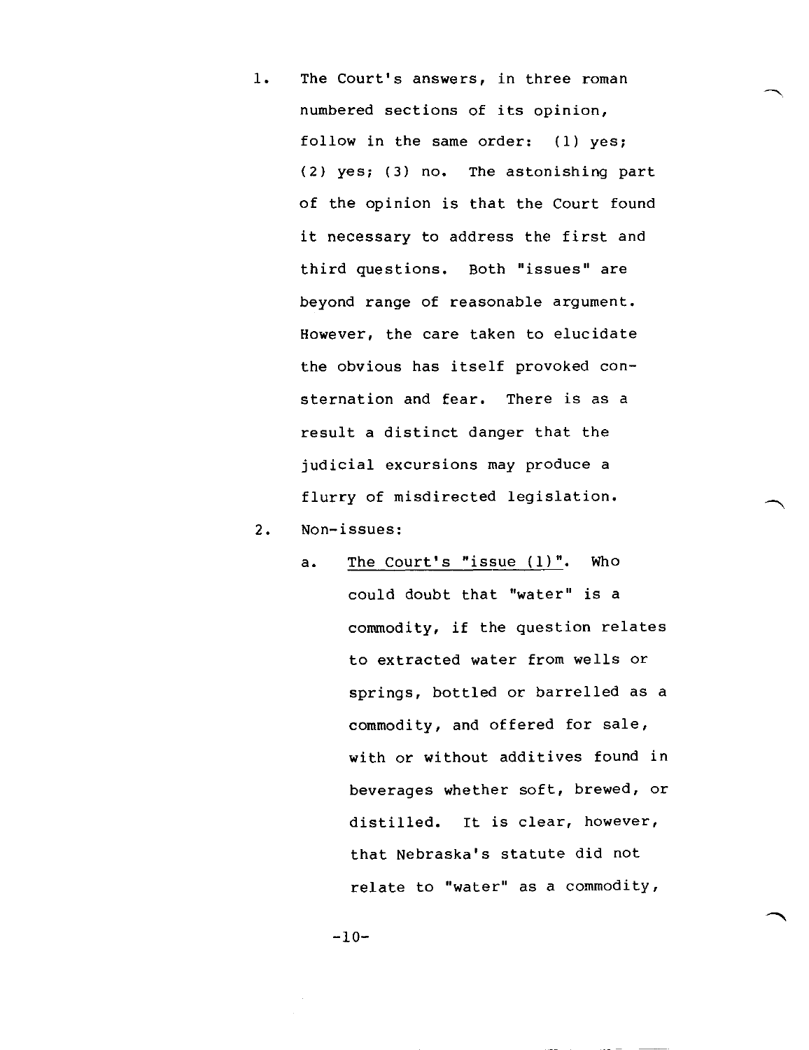1. The Court's answers, in three roman numbered sections of its opinion, follow in the same order: (1) yes; (2) yes; (3) no. The astonishing part of the opinion is that the Court found it necessary to address the first and third questions. Both "issues" are beyond range of reasonable argument. However, the care taken to elucidate the obvious has itself provoked consternation and fear. There is as a result a distinct danger that the judicial excursions may produce a flurry of misdirected legislation.

2. Non-issues:

    a. <u>The Court's "issue (1)"</u>. Who could doubt that "water" is a commodity, if the question relates to extracted water from wells or springs, bottled or barrelled as a commodity, and offered for sale, with or without additives found in beverages whether soft, brewed, or distilled. It is clear, however, that Nebraska's statute did not relate to "water" as a commodity,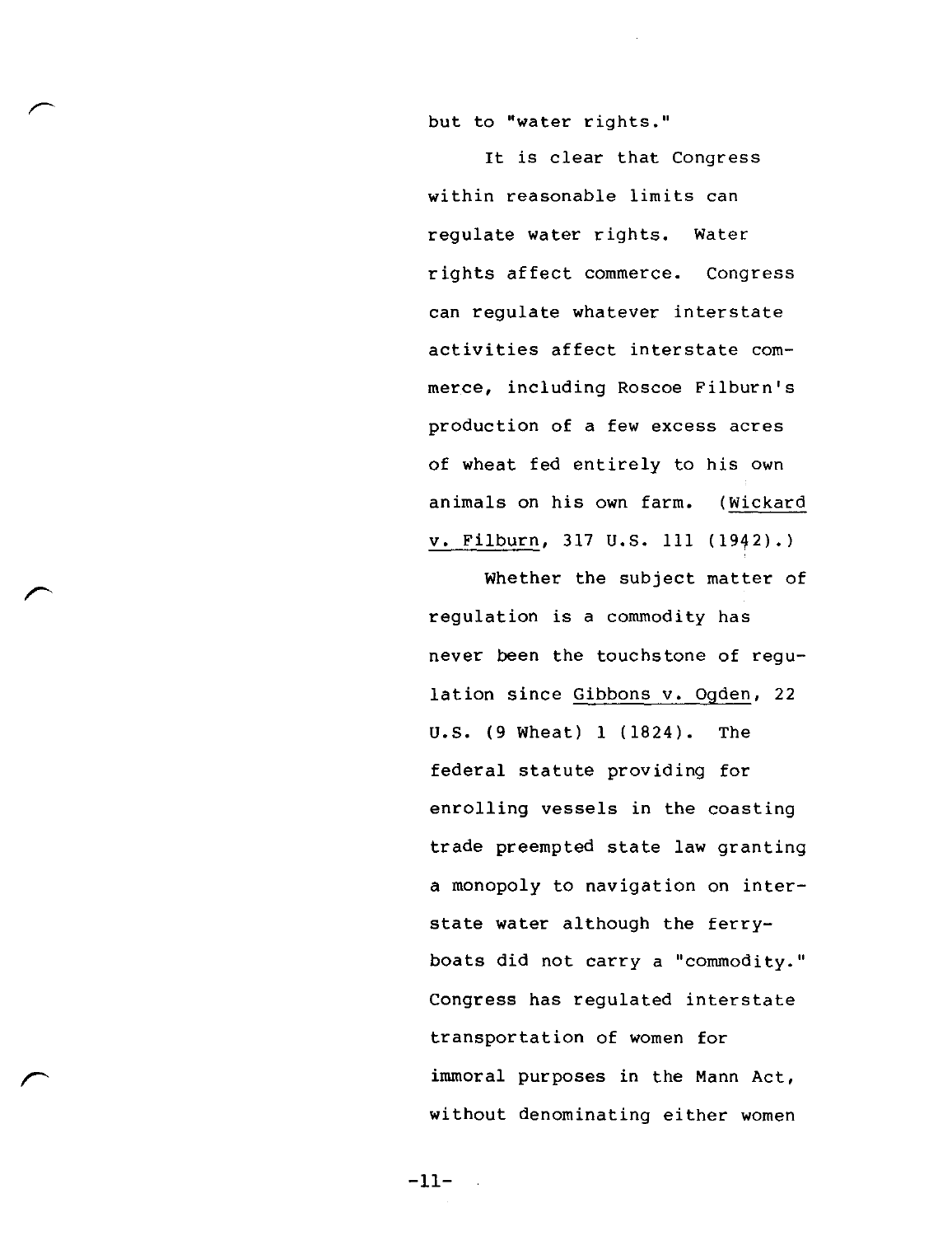but to "water rights."

It is clear that Congress within reasonable limits can regulate water rights. Water rights affect commerce. Congress can regulate whatever interstate activities affect interstate commerce, including Roscoe Filburn's production of a few excess acres of wheat fed entirely to his own animals on his own farm. (Wickard v. Filburn, 317 U.S. 111 (1942).)

Whether the subject matter of regulation is a commodity has never been the touchstone of regulation since Gibbons v. Ogden, 22 U.S. (9 Wheat) 1 (1824). The federal statute providing for enrolling vessels in the coasting trade preempted state law granting a monopoly to navigation on interstate water although the ferryboats did not carry a "commodity." Congress has regulated interstate transportation of women for immoral purposes in the Mann Act, without denominating either women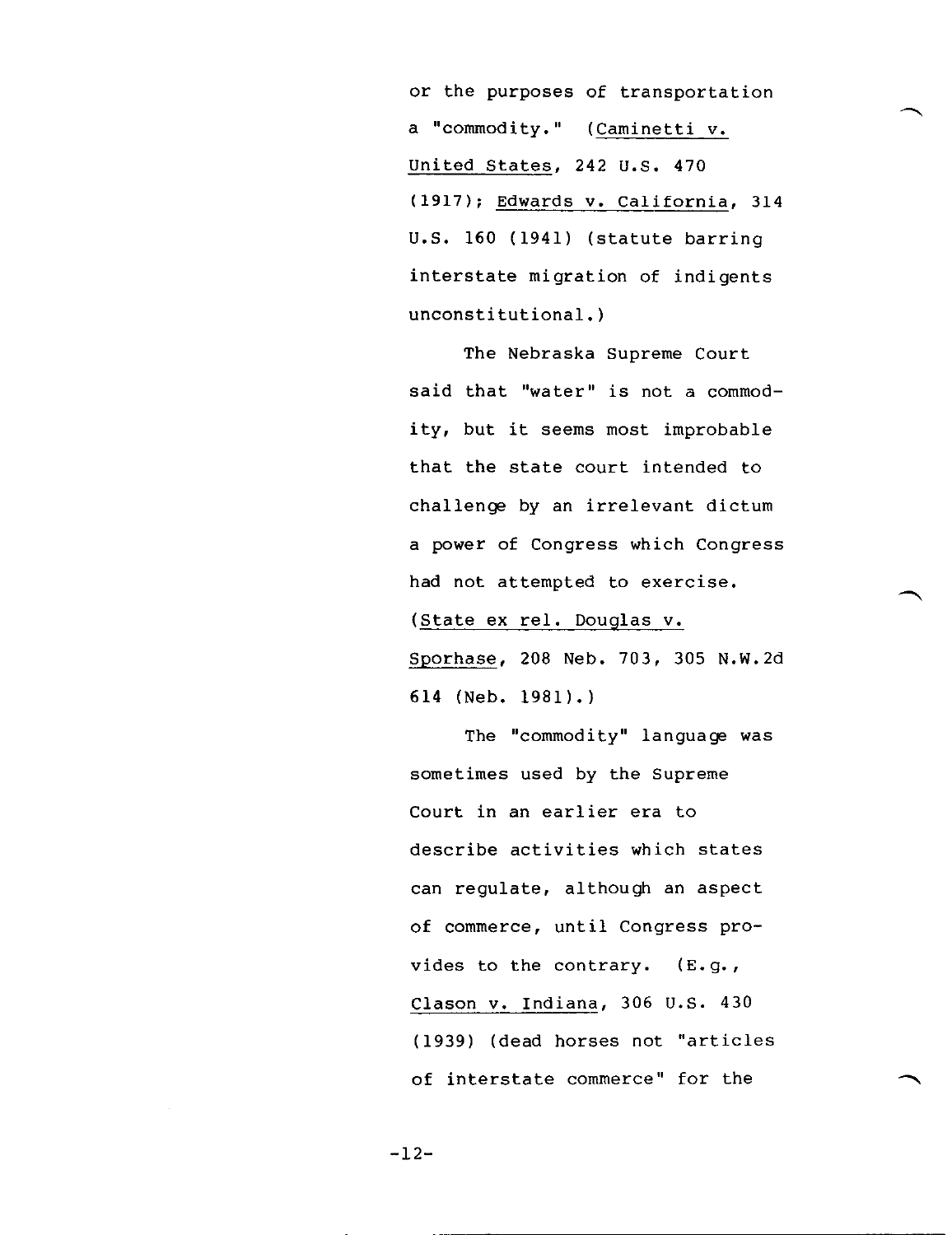or the purposes of transportation a "commodity." (Caminetti v. United States, 242 U.S. 470 (1917); Edwards v. California, 314 U.S. 160 (1941) (statute barring interstate migration of indigents unconstitutional.)

The Nebraska Supreme Court said that "water" is not a commodity, but it seems most improbable that the state court intended to challenge by an irrelevant dictum a power of Congress which Congress had not attempted to exercise. (State ex rel. Douglas v. Sporhase, 208 Neb. 703, 305 N.W.2d 614 (Neb. 1981).)

The "commodity" language was sometimes used by the Supreme Court in an earlier era to describe activities which states can regulate, although an aspect of commerce, until Congress provides to the contrary. (E.g., Clason v. Indiana, 306 U.S. 430 (1939) (dead horses not "articles of interstate commerce" for the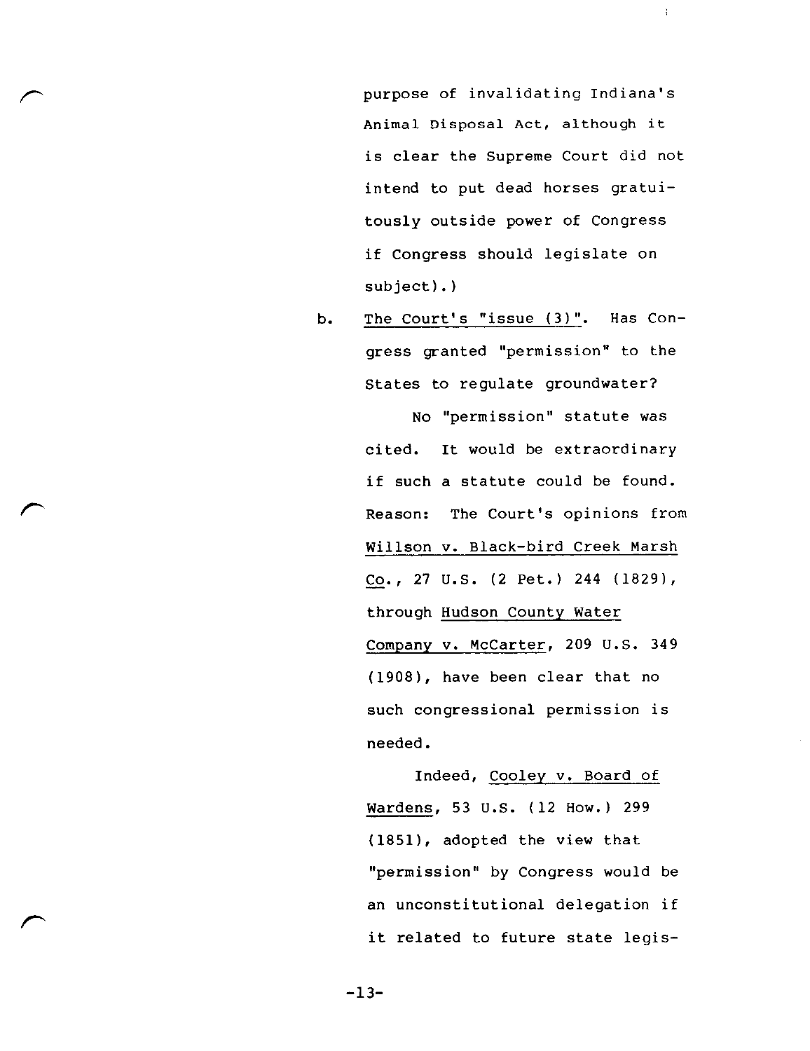purpose of invalidating Indiana's Animal Disposal Act, although it is clear the Supreme Court did not intend to put dead horses gratuitously outside power of Congress if Congress should legislate on subject).)

b. The Court's "issue (3)". Has Congress granted "permission" to the States to regulate groundwater?

No "permission" statute was cited. It would be extraordinary if such a statute could be found. Reason: The Court's opinions from Willson v. Black-bird Creek Marsh Co., 27 U.S. (2 Pet.) 244 (1829), through Hudson County Water Company v. McCarter, 209 U.S. 349 (1908), have been clear that no such congressional permission is needed.

Indeed, Cooley v. Board of Wardens, 53 U.S. (12 How.) 299 (1851), adopted the view that "permission" by Congress would be an unconstitutional delegation if it related to future state legis-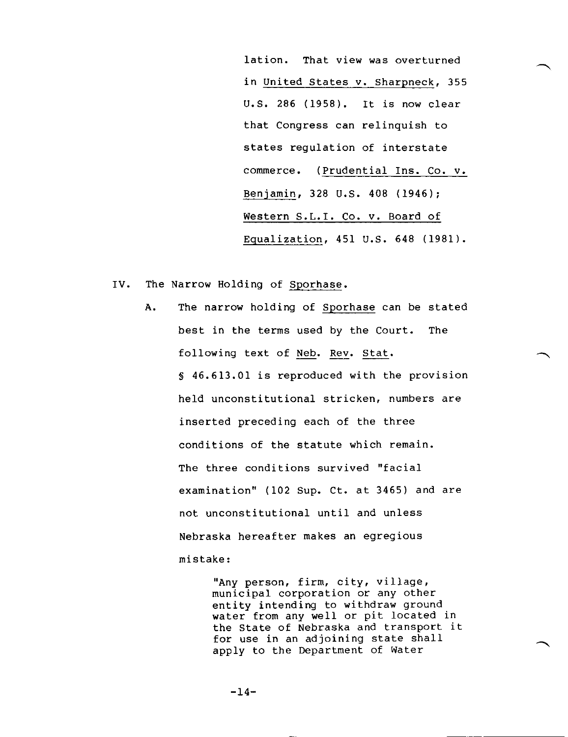lation. That view was overturned in United States v. Sharpneck, 355 U.S. 286 (1958). It is now clear that Congress can relinquish to states regulation of interstate commerce. (Prudential Ins. Co. v. Benjamin, 328 U.S. 408 (1946); Western S.L.I. Co. v. Board of Equalization, 451 U.S. 648 (1981).

IV. The Narrow Holding of Sporhase.

A. The narrow holding of Sporhase can be stated best in the terms used by the Court. The following text of Neb. Rev. Stat. § 46.613.01 is reproduced with the provision held unconstitutional stricken, numbers are inserted preceding each of the three conditions of the statute which remain. The three conditions survived "facial examination" (102 Sup. Ct. at 3465) and are not unconstitutional until and unless Nebraska hereafter makes an egregious mistake:

> "Any person, firm, city, village, municipal corporation or any other entity intending to withdraw ground water from any well or pit located in the State of Nebraska and transport it for use in an adjoining state shall apply to the Department of Water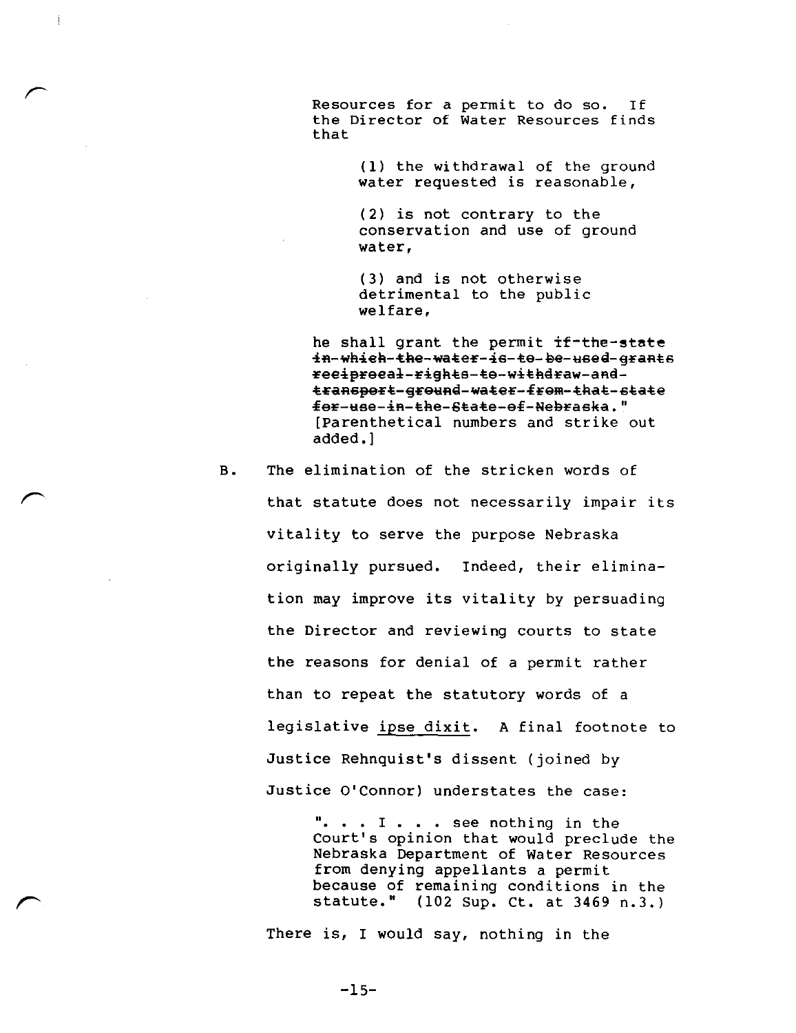Resources for a permit to do so. If the Director of Water Resources finds that

> (1) the withdrawal of the ground water requested is reasonable,
>
> (2) is not contrary to the conservation and use of ground water,
>
> (3) and is not otherwise detrimental to the public welfare,

he shall grant the permit ~~if the state in which the water is to be used grants reciprocal rights to withdraw and transport ground water from that state for use in the State of Nebraska.~~" [Parenthetical numbers and strike out added.]

B. The elimination of the stricken words of that statute does not necessarily impair its vitality to serve the purpose Nebraska originally pursued. Indeed, their elimination may improve its vitality by persuading the Director and reviewing courts to state the reasons for denial of a permit rather than to repeat the statutory words of a legislative ipse dixit. A final footnote to Justice Rehnquist's dissent (joined by Justice O'Connor) understates the case:

> ". . . I . . . see nothing in the Court's opinion that would preclude the Nebraska Department of Water Resources from denying appellants a permit because of remaining conditions in the statute." (102 Sup. Ct. at 3469 n.3.)

There is, I would say, nothing in the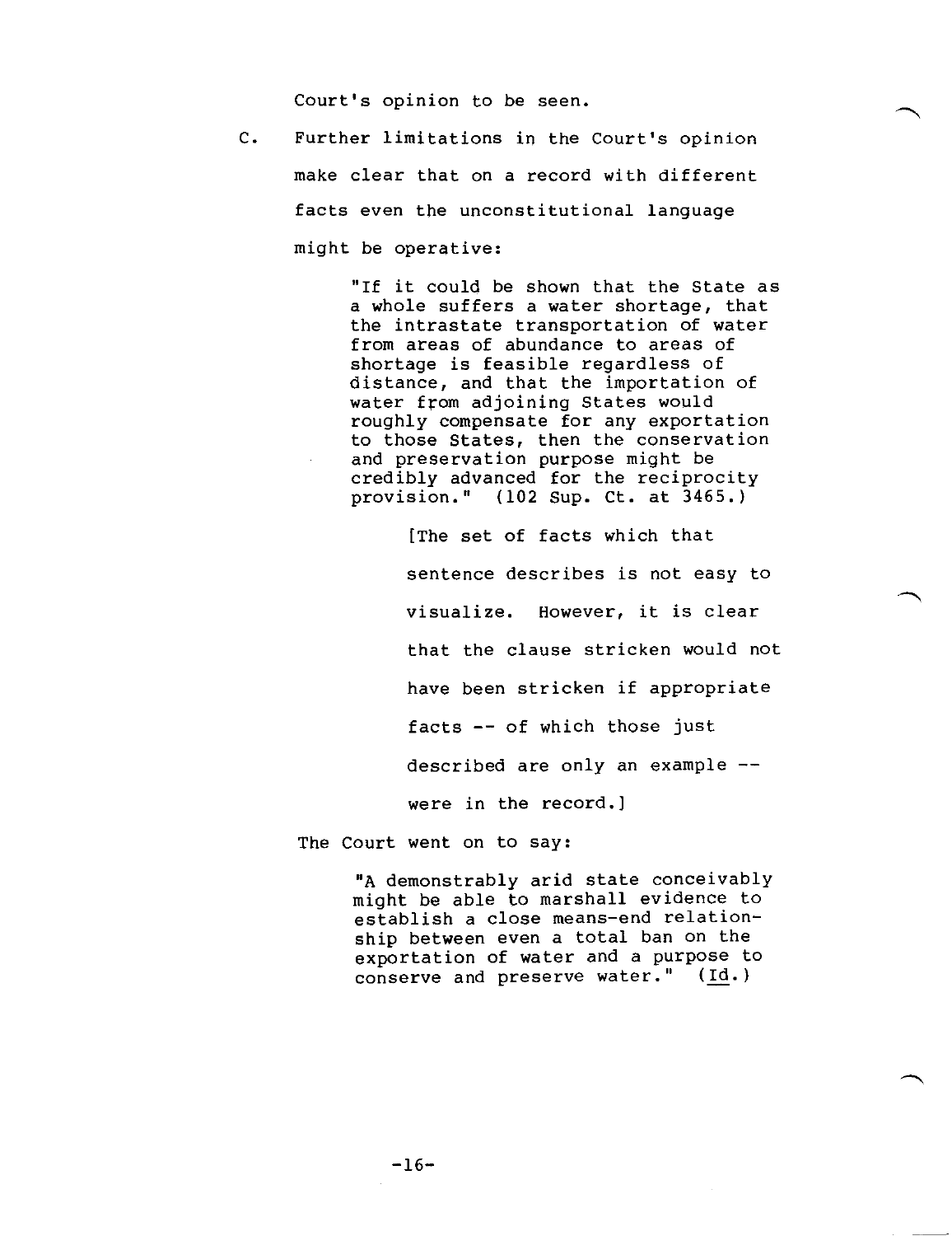Court's opinion to be seen.

C. Further limitations in the Court's opinion make clear that on a record with different facts even the unconstitutional language might be operative:

> "If it could be shown that the State as a whole suffers a water shortage, that the intrastate transportation of water from areas of abundance to areas of shortage is feasible regardless of distance, and that the importation of water from adjoining States would roughly compensate for any exportation to those States, then the conservation and preservation purpose might be credibly advanced for the reciprocity provision." (102 Sup. Ct. at 3465.)
>
> > [The set of facts which that sentence describes is not easy to visualize. However, it is clear that the clause stricken would not have been stricken if appropriate facts -- of which those just described are only an example -- were in the record.]

The Court went on to say:

> "A demonstrably arid state conceivably might be able to marshall evidence to establish a close means-end relationship between even a total ban on the exportation of water and a purpose to conserve and preserve water." (Id.)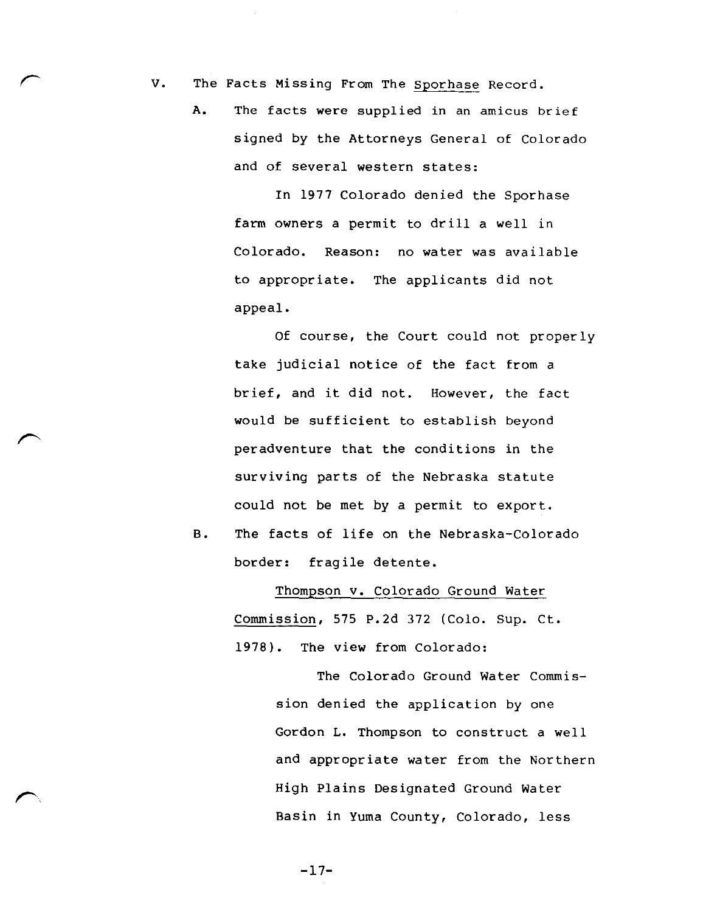V. The Facts Missing From The Sporhase Record.

A. The facts were supplied in an amicus brief signed by the Attorneys General of Colorado and of several western states:

In 1977 Colorado denied the Sporhase farm owners a permit to drill a well in Colorado. Reason: no water was available to appropriate. The applicants did not appeal.

Of course, the Court could not properly take judicial notice of the fact from a brief, and it did not. However, the fact would be sufficient to establish beyond peradventure that the conditions in the surviving parts of the Nebraska statute could not be met by a permit to export.

B. The facts of life on the Nebraska-Colorado border: fragile detente.

<u>Thompson v. Colorado Ground Water Commission</u>, 575 P.2d 372 (Colo. Sup. Ct. 1978). The view from Colorado:

> The Colorado Ground Water Commission denied the application by one Gordon L. Thompson to construct a well and appropriate water from the Northern High Plains Designated Ground Water Basin in Yuma County, Colorado, less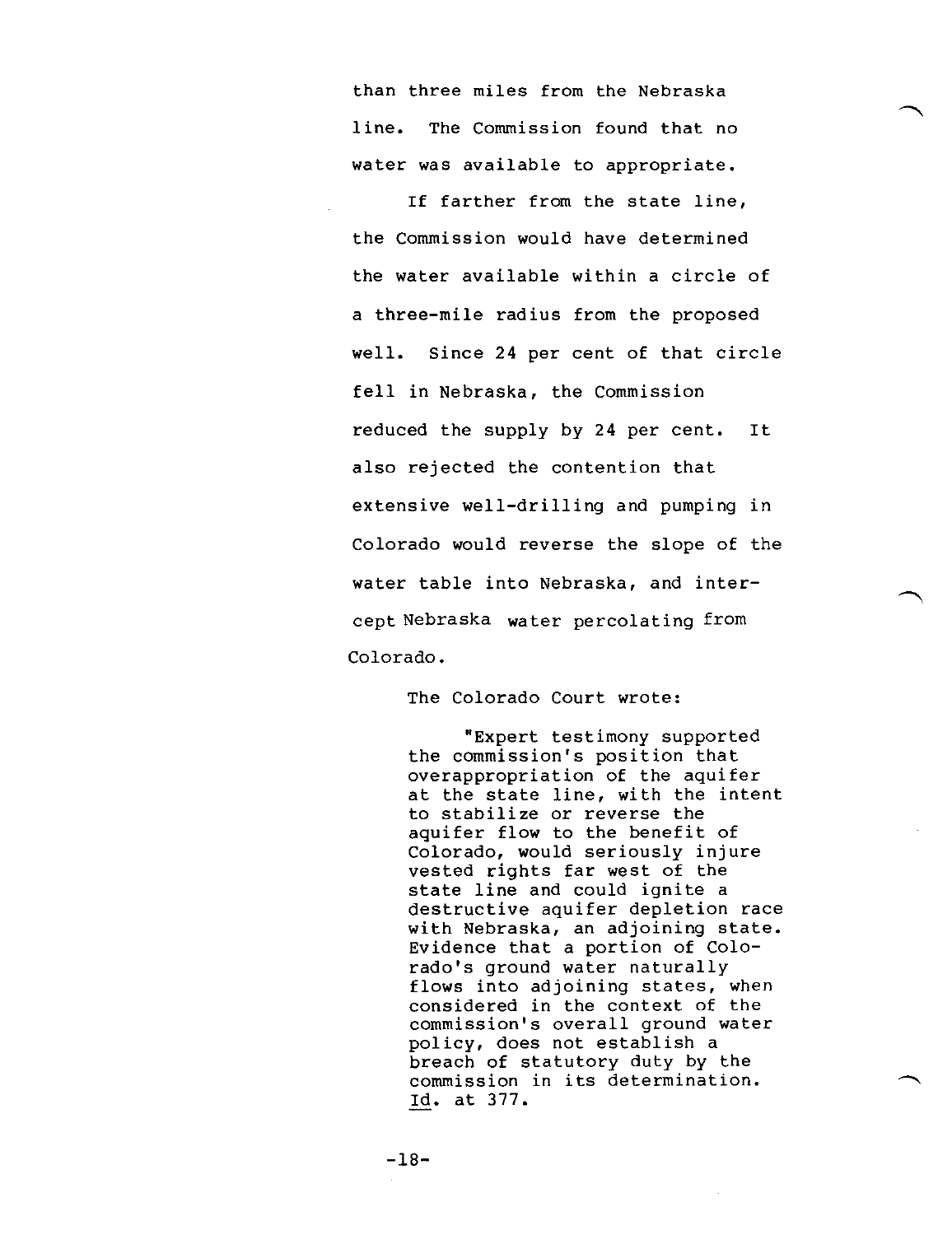than three miles from the Nebraska line. The Commission found that no water was available to appropriate.

If farther from the state line, the Commission would have determined the water available within a circle of a three-mile radius from the proposed well. Since 24 per cent of that circle fell in Nebraska, the Commission reduced the supply by 24 per cent. It also rejected the contention that extensive well-drilling and pumping in Colorado would reverse the slope of the water table into Nebraska, and intercept Nebraska water percolating from Colorado.

The Colorado Court wrote:

> "Expert testimony supported the commission's position that overappropriation of the aquifer at the state line, with the intent to stabilize or reverse the aquifer flow to the benefit of Colorado, would seriously injure vested rights far west of the state line and could ignite a destructive aquifer depletion race with Nebraska, an adjoining state. Evidence that a portion of Colorado's ground water naturally flows into adjoining states, when considered in the context of the commission's overall ground water policy, does not establish a breach of statutory duty by the commission in its determination. Id. at 377.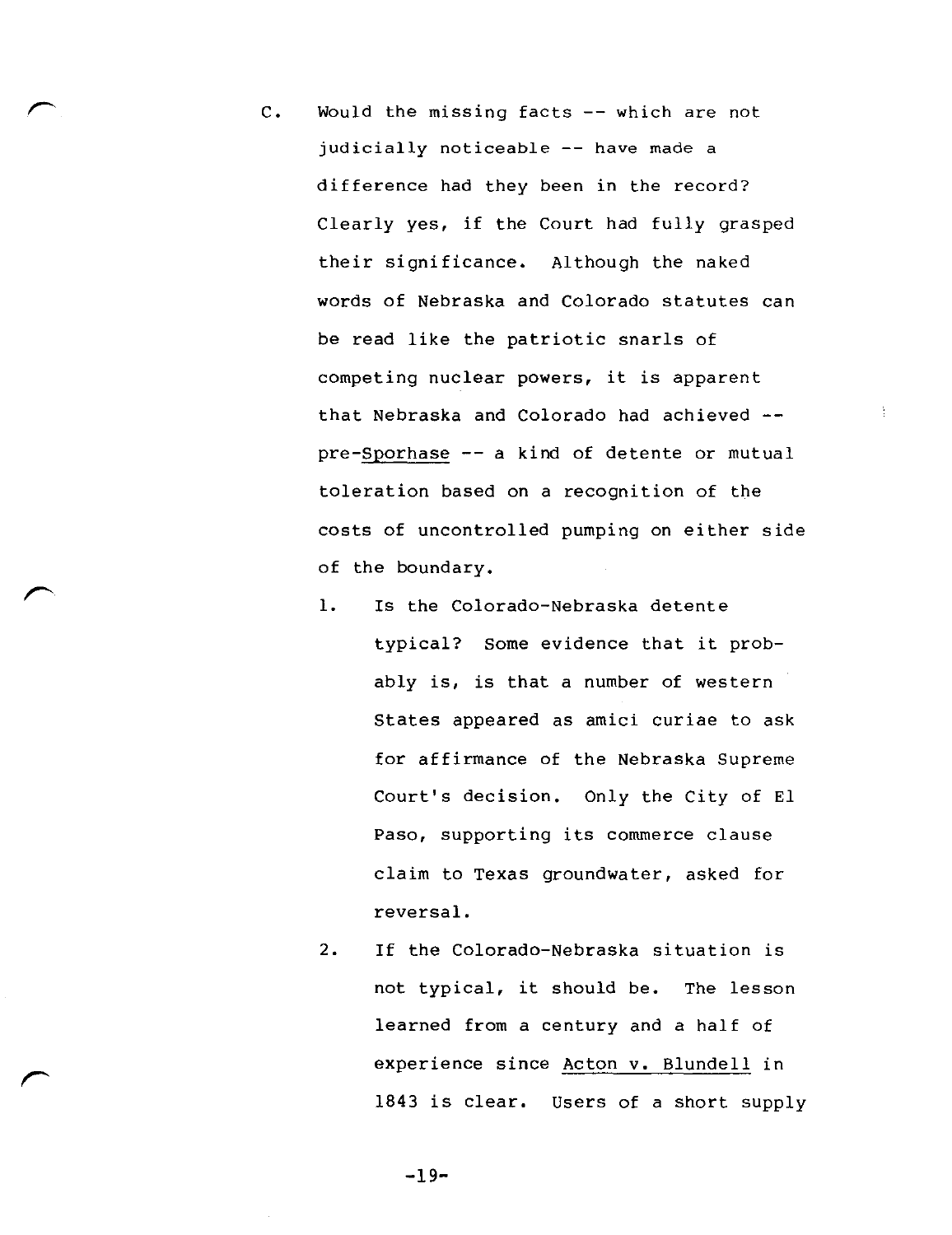C. Would the missing facts -- which are not judicially noticeable -- have made a difference had they been in the record? Clearly yes, if the Court had fully grasped their significance. Although the naked words of Nebraska and Colorado statutes can be read like the patriotic snarls of competing nuclear powers, it is apparent that Nebraska and Colorado had achieved -- pre-Sporhase -- a kind of detente or mutual toleration based on a recognition of the costs of uncontrolled pumping on either side of the boundary.

1. Is the Colorado-Nebraska detente typical? Some evidence that it probably is, is that a number of western States appeared as amici curiae to ask for affirmance of the Nebraska Supreme Court's decision. Only the City of El Paso, supporting its commerce clause claim to Texas groundwater, asked for reversal.

2. If the Colorado-Nebraska situation is not typical, it should be. The lesson learned from a century and a half of experience since Acton v. Blundell in 1843 is clear. Users of a short supply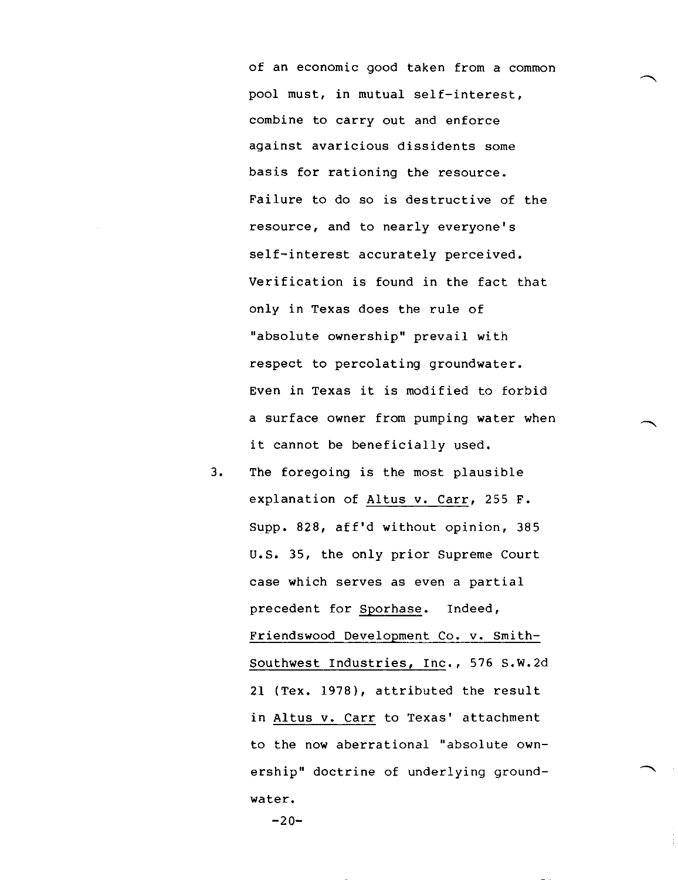of an economic good taken from a common pool must, in mutual self-interest, combine to carry out and enforce against avaricious dissidents some basis for rationing the resource. Failure to do so is destructive of the resource, and to nearly everyone's self-interest accurately perceived. Verification is found in the fact that only in Texas does the rule of "absolute ownership" prevail with respect to percolating groundwater. Even in Texas it is modified to forbid a surface owner from pumping water when it cannot be beneficially used.

3. The foregoing is the most plausible explanation of <u>Altus v. Carr</u>, 255 F. Supp. 828, aff'd without opinion, 385 U.S. 35, the only prior Supreme Court case which serves as even a partial precedent for <u>Sporhase</u>. Indeed, <u>Friendswood Development Co. v. Smith-Southwest Industries, Inc.</u>, 576 S.W.2d 21 (Tex. 1978), attributed the result in <u>Altus v. Carr</u> to Texas' attachment to the now aberrational "absolute ownership" doctrine of underlying groundwater.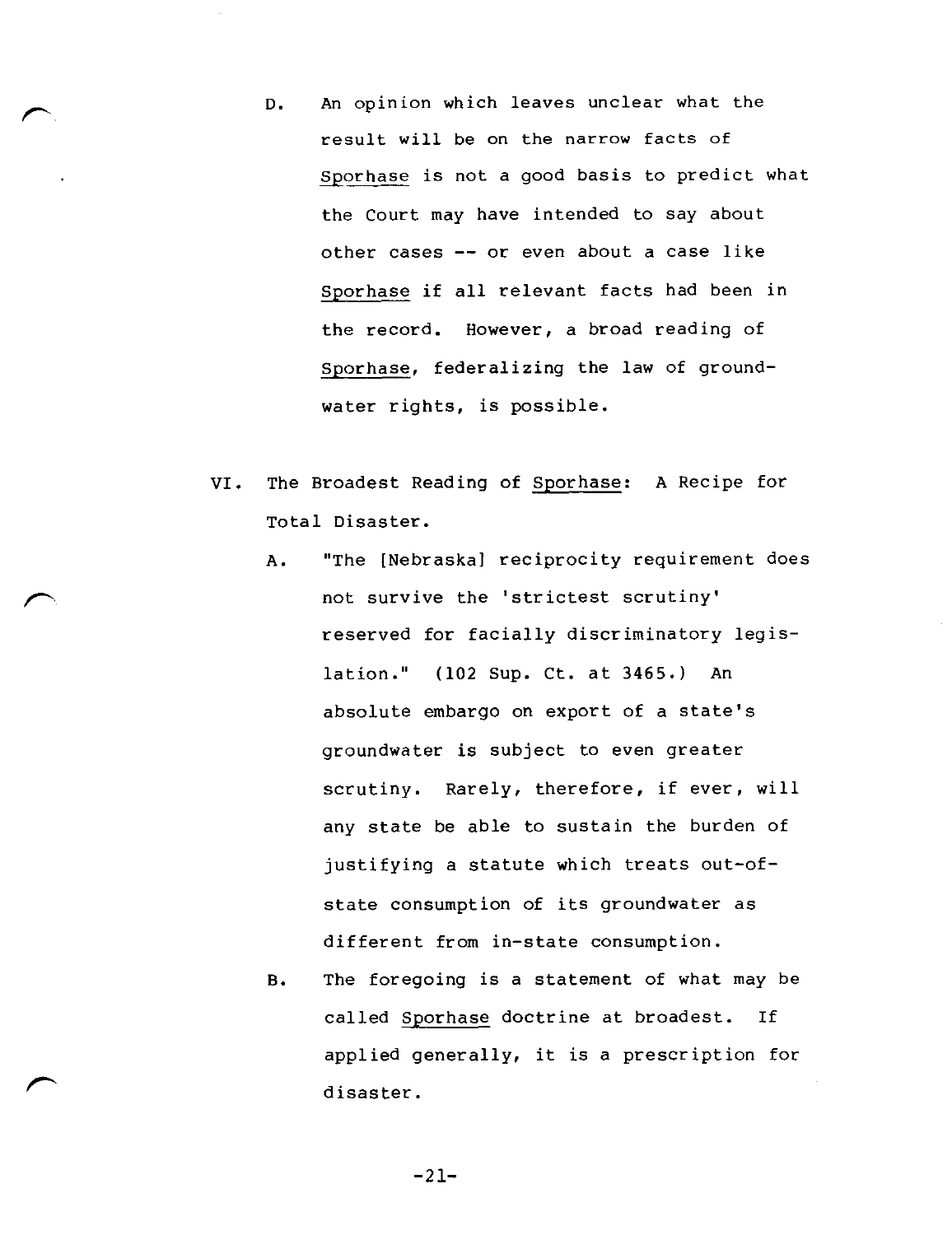D. An opinion which leaves unclear what the result will be on the narrow facts of *Sporhase* is not a good basis to predict what the Court may have intended to say about other cases -- or even about a case like *Sporhase* if all relevant facts had been in the record. However, a broad reading of *Sporhase*, federalizing the law of groundwater rights, is possible.

## VI. The Broadest Reading of *Sporhase*: A Recipe for Total Disaster.

A. "The [Nebraska] reciprocity requirement does not survive the 'strictest scrutiny' reserved for facially discriminatory legislation." (102 Sup. Ct. at 3465.) An absolute embargo on export of a state's groundwater is subject to even greater scrutiny. Rarely, therefore, if ever, will any state be able to sustain the burden of justifying a statute which treats out-of-state consumption of its groundwater as different from in-state consumption.

B. The foregoing is a statement of what may be called *Sporhase* doctrine at broadest. If applied generally, it is a prescription for disaster.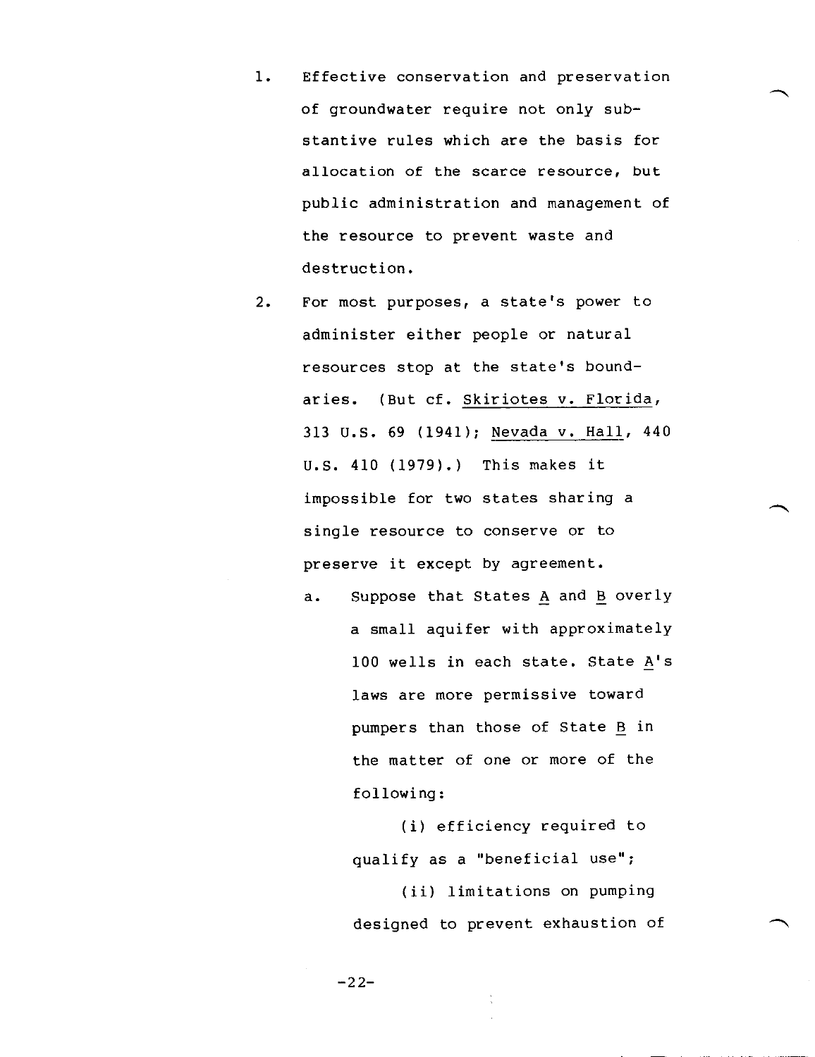1. Effective conservation and preservation of groundwater require not only substantive rules which are the basis for allocation of the scarce resource, but public administration and management of the resource to prevent waste and destruction.

2. For most purposes, a state's power to administer either people or natural resources stop at the state's boundaries. (But cf. Skiriotes v. Florida, 313 U.S. 69 (1941); Nevada v. Hall, 440 U.S. 410 (1979).) This makes it impossible for two states sharing a single resource to conserve or to preserve it except by agreement.

   a. Suppose that States A and B overly a small aquifer with approximately 100 wells in each state. State A's laws are more permissive toward pumpers than those of State B in the matter of one or more of the following:

      (i) efficiency required to qualify as a "beneficial use";

      (ii) limitations on pumping designed to prevent exhaustion of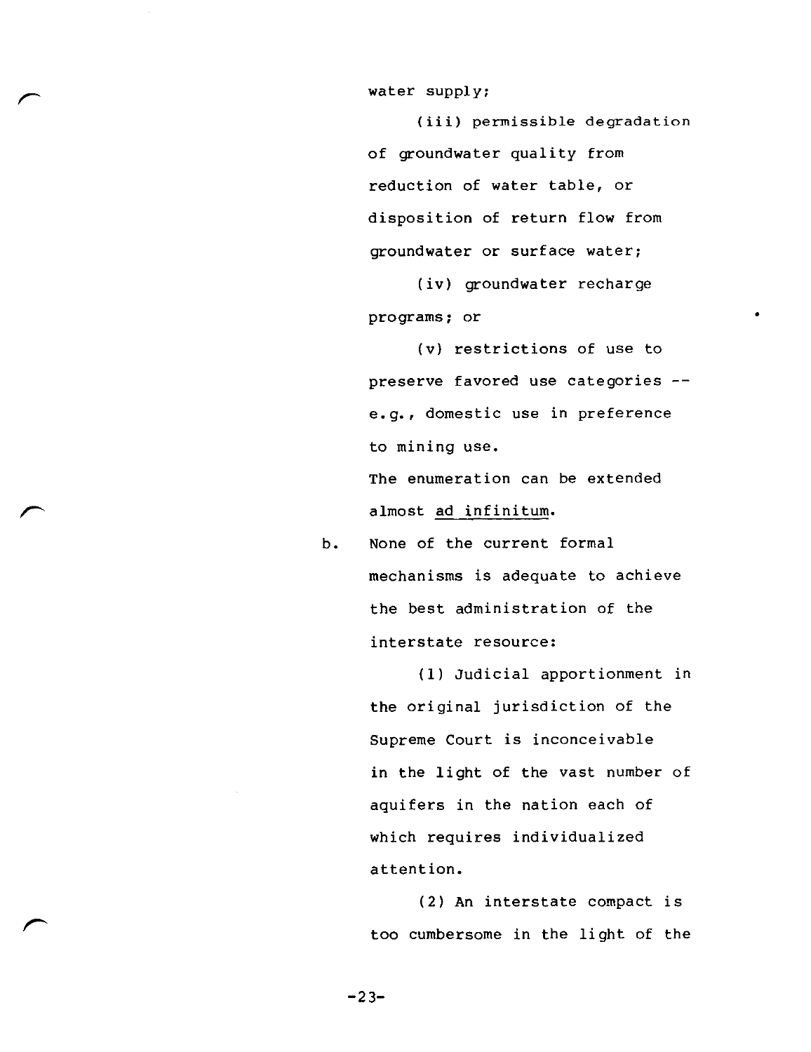water supply;

(iii) permissible degradation of groundwater quality from reduction of water table, or disposition of return flow from groundwater or surface water;

(iv) groundwater recharge programs; or

(v) restrictions of use to preserve favored use categories -- e.g., domestic use in preference to mining use.

The enumeration can be extended almost ad infinitum.

b. None of the current formal mechanisms is adequate to achieve the best administration of the interstate resource:

(1) Judicial apportionment in the original jurisdiction of the Supreme Court is inconceivable in the light of the vast number of aquifers in the nation each of which requires individualized attention.

(2) An interstate compact is too cumbersome in the light of the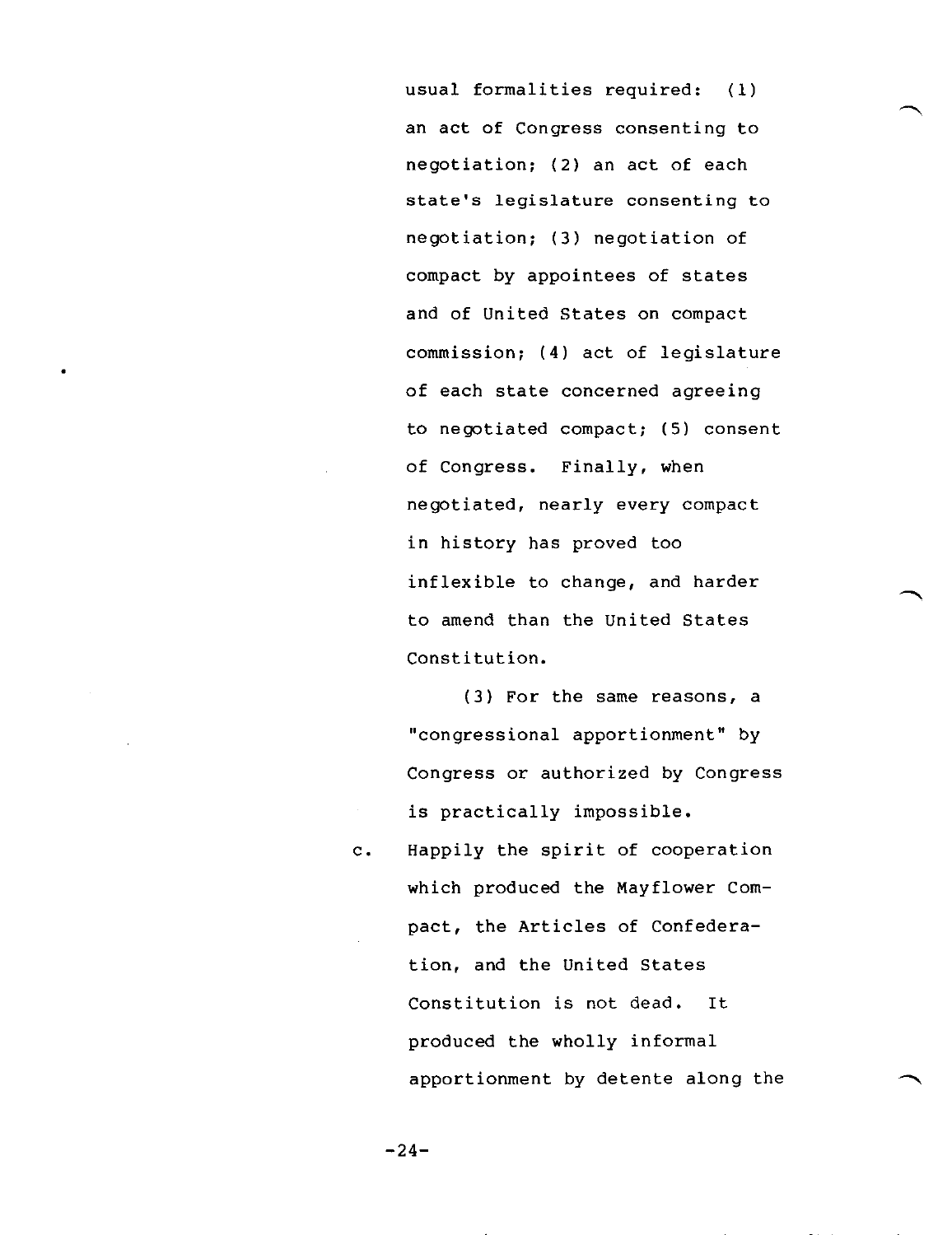usual formalities required: (1) an act of Congress consenting to negotiation; (2) an act of each state's legislature consenting to negotiation; (3) negotiation of compact by appointees of states and of United States on compact commission; (4) act of legislature of each state concerned agreeing to negotiated compact; (5) consent of Congress. Finally, when negotiated, nearly every compact in history has proved too inflexible to change, and harder to amend than the United States Constitution.

(3) For the same reasons, a "congressional apportionment" by Congress or authorized by Congress is practically impossible.

c. Happily the spirit of cooperation which produced the Mayflower Compact, the Articles of Confederation, and the United States Constitution is not dead. It produced the wholly informal apportionment by detente along the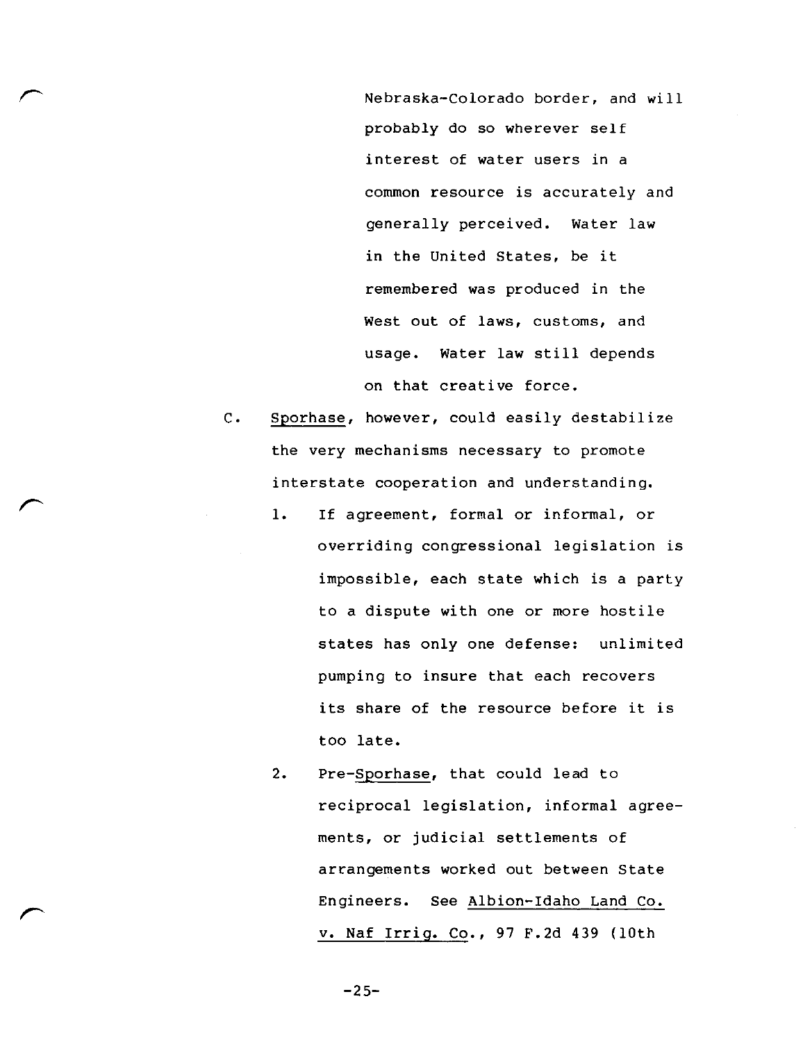Nebraska-Colorado border, and will probably do so wherever self interest of water users in a common resource is accurately and generally perceived. Water law in the United States, be it remembered was produced in the West out of laws, customs, and usage. Water law still depends on that creative force.

C. Sporhase, however, could easily destabilize the very mechanisms necessary to promote interstate cooperation and understanding.

1. If agreement, formal or informal, or overriding congressional legislation is impossible, each state which is a party to a dispute with one or more hostile states has only one defense: unlimited pumping to insure that each recovers its share of the resource before it is too late.

2. Pre-Sporhase, that could lead to reciprocal legislation, informal agreements, or judicial settlements of arrangements worked out between State Engineers. See Albion-Idaho Land Co. v. Naf Irrig. Co., 97 F.2d 439 (10th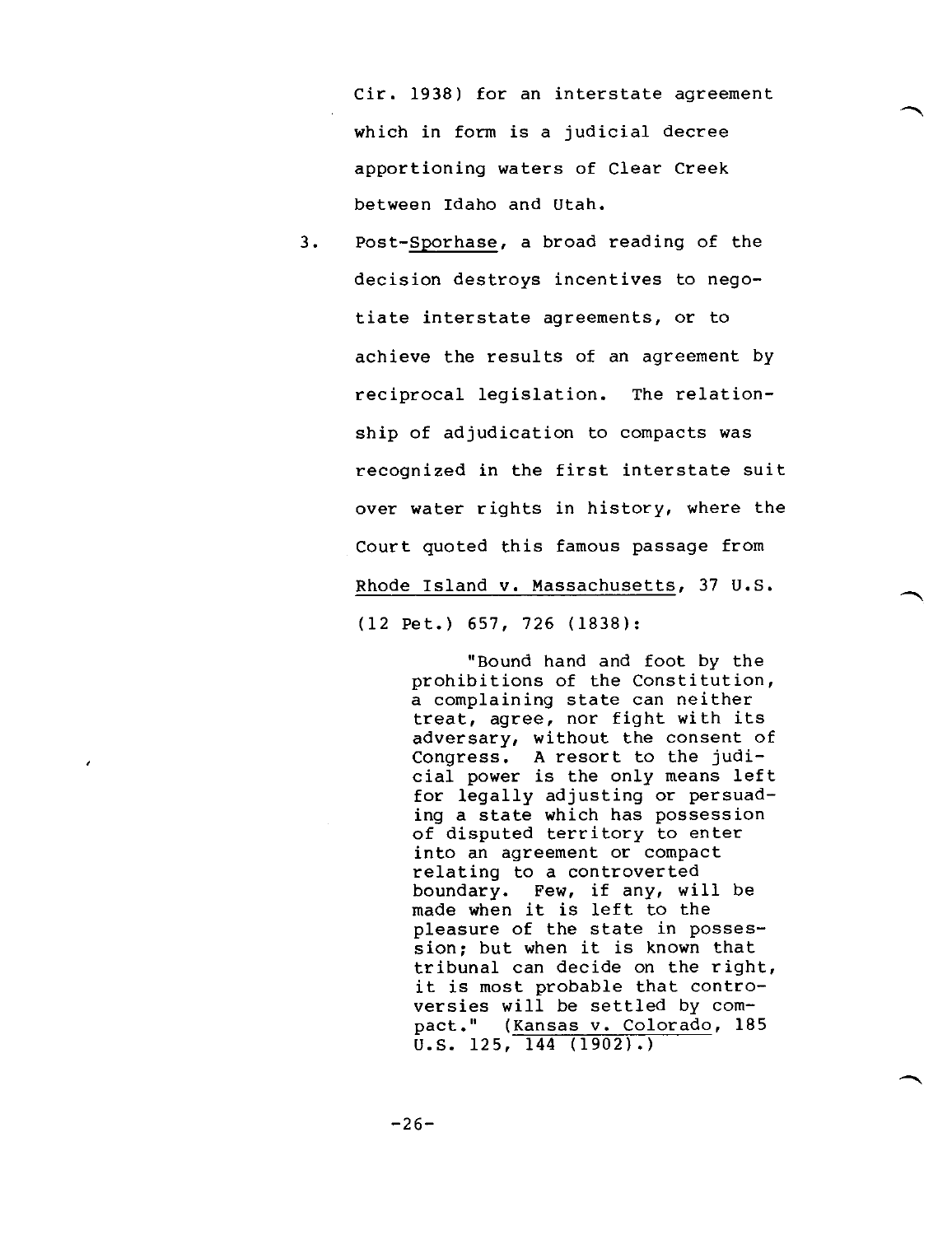Cir. 1938) for an interstate agreement which in form is a judicial decree apportioning waters of Clear Creek between Idaho and Utah.

3. Post-Sporhase, a broad reading of the decision destroys incentives to negotiate interstate agreements, or to achieve the results of an agreement by reciprocal legislation. The relationship of adjudication to compacts was recognized in the first interstate suit over water rights in history, where the Court quoted this famous passage from Rhode Island v. Massachusetts, 37 U.S. (12 Pet.) 657, 726 (1838):

> "Bound hand and foot by the prohibitions of the Constitution, a complaining state can neither treat, agree, nor fight with its adversary, without the consent of Congress. A resort to the judicial power is the only means left for legally adjusting or persuading a state which has possession of disputed territory to enter into an agreement or compact relating to a controverted boundary. Few, if any, will be made when it is left to the pleasure of the state in possession; but when it is known that tribunal can decide on the right, it is most probable that controversies will be settled by compact." (Kansas v. Colorado, 185 U.S. 125, 144 (1902).)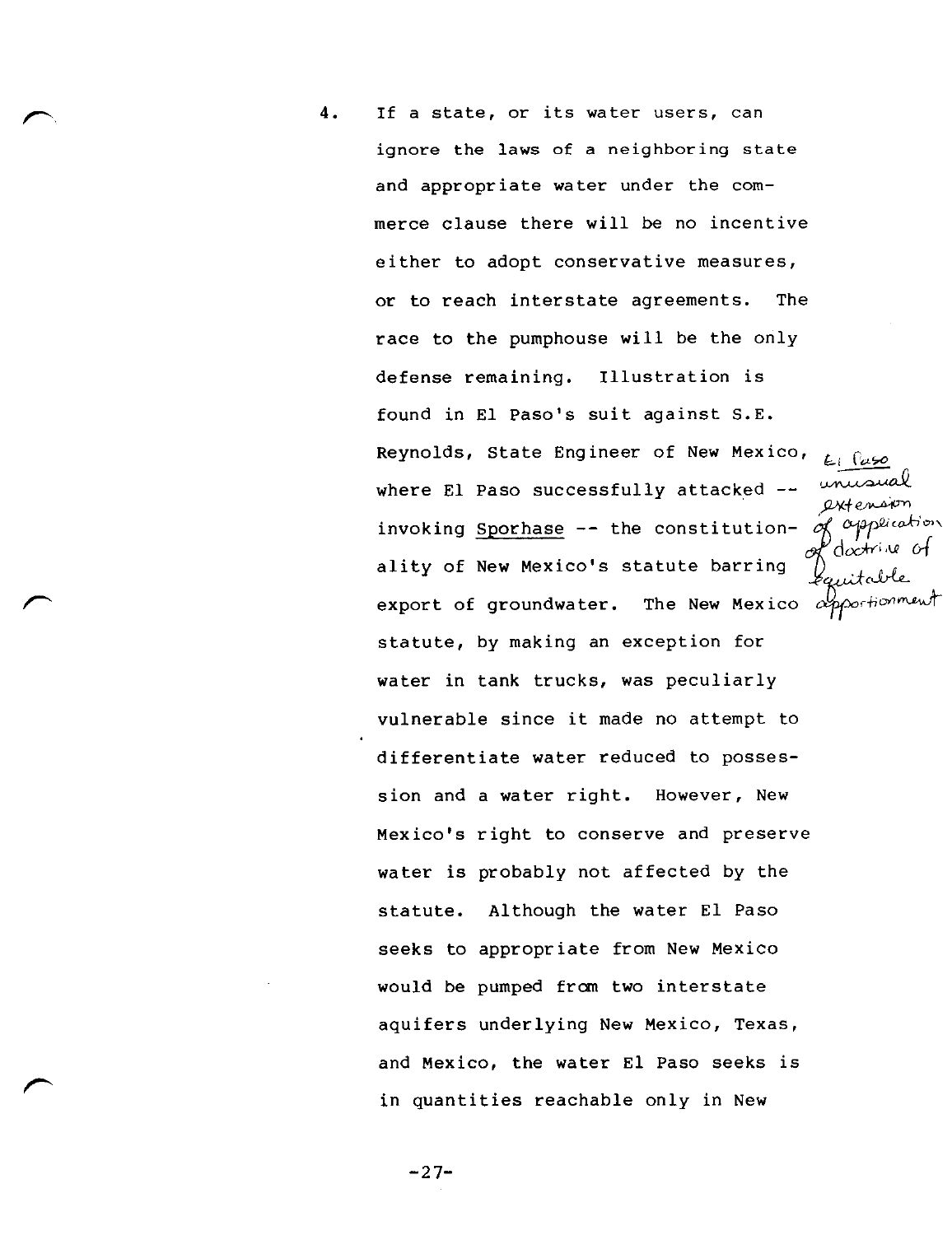4. If a state, or its water users, can ignore the laws of a neighboring state and appropriate water under the commerce clause there will be no incentive either to adopt conservative measures, or to reach interstate agreements. The race to the pumphouse will be the only defense remaining. Illustration is found in El Paso's suit against S.E. Reynolds, State Engineer of New Mexico, where El Paso successfully attacked -- invoking Sporhase -- the constitutionality of New Mexico's statute barring export of groundwater. The New Mexico statute, by making an exception for water in tank trucks, was peculiarly vulnerable since it made no attempt to differentiate water reduced to possession and a water right. However, New Mexico's right to conserve and preserve water is probably not affected by the statute. Although the water El Paso seeks to appropriate from New Mexico would be pumped from two interstate aquifers underlying New Mexico, Texas, and Mexico, the water El Paso seeks is in quantities reachable only in New

*El Paso unusual extension of application of doctrine of equitable apportionment*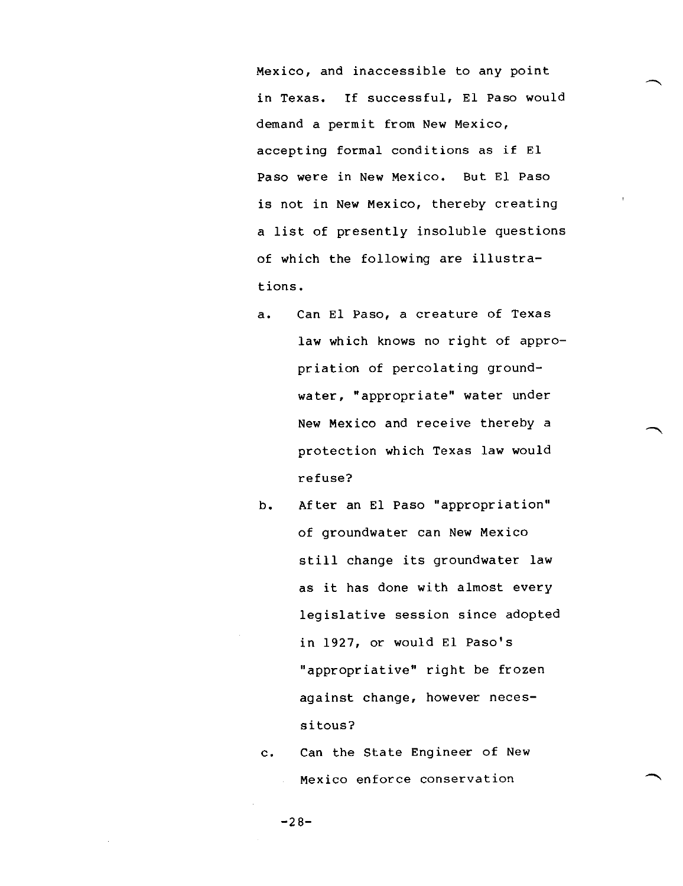Mexico, and inaccessible to any point in Texas. If successful, El Paso would demand a permit from New Mexico, accepting formal conditions as if El Paso were in New Mexico. But El Paso is not in New Mexico, thereby creating a list of presently insoluble questions of which the following are illustrations.

a. Can El Paso, a creature of Texas law which knows no right of appropriation of percolating groundwater, "appropriate" water under New Mexico and receive thereby a protection which Texas law would refuse?

b. After an El Paso "appropriation" of groundwater can New Mexico still change its groundwater law as it has done with almost every legislative session since adopted in 1927, or would El Paso's "appropriative" right be frozen against change, however necessitous?

c. Can the State Engineer of New Mexico enforce conservation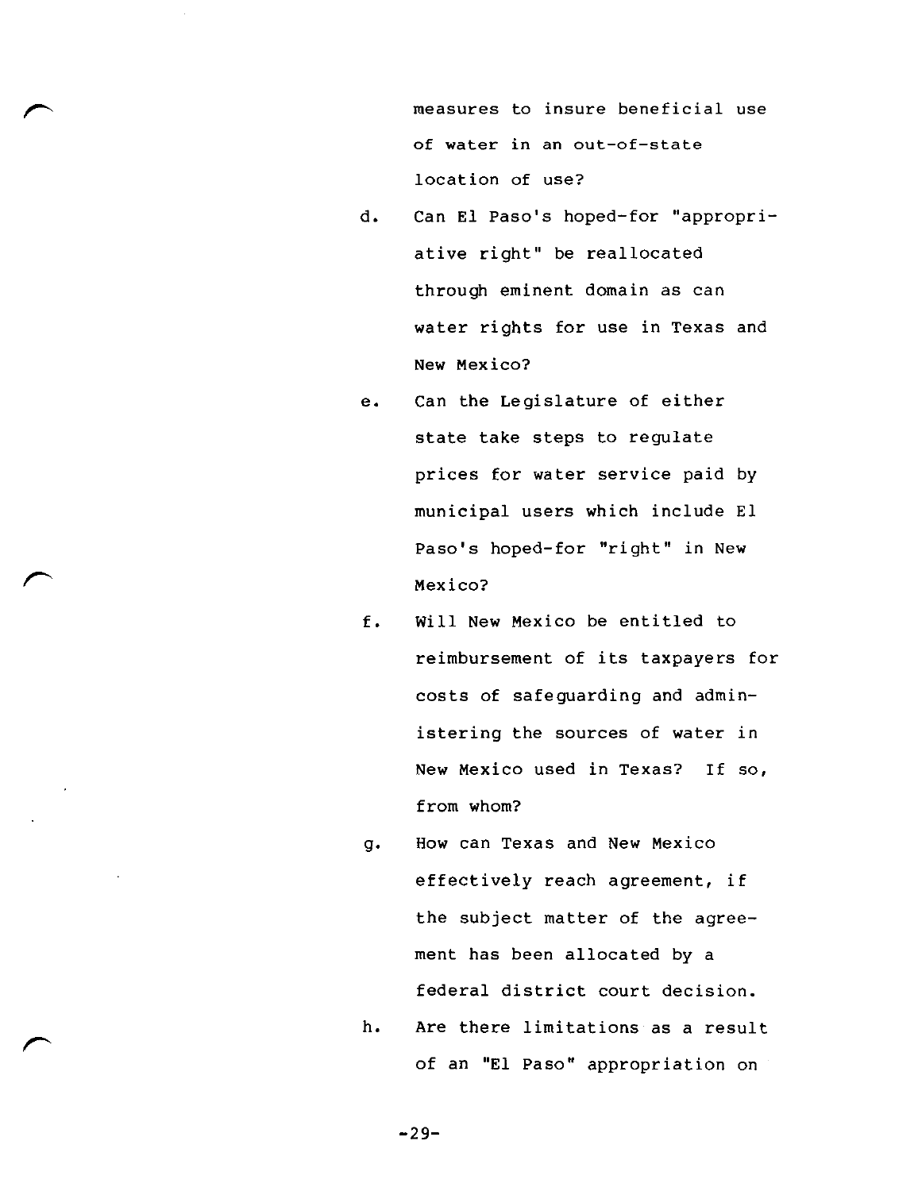measures to insure beneficial use of water in an out-of-state location of use?

d. Can El Paso's hoped-for "appropriative right" be reallocated through eminent domain as can water rights for use in Texas and New Mexico?

e. Can the Legislature of either state take steps to regulate prices for water service paid by municipal users which include El Paso's hoped-for "right" in New Mexico?

f. Will New Mexico be entitled to reimbursement of its taxpayers for costs of safeguarding and administering the sources of water in New Mexico used in Texas? If so, from whom?

g. How can Texas and New Mexico effectively reach agreement, if the subject matter of the agreement has been allocated by a federal district court decision.

h. Are there limitations as a result of an "El Paso" appropriation on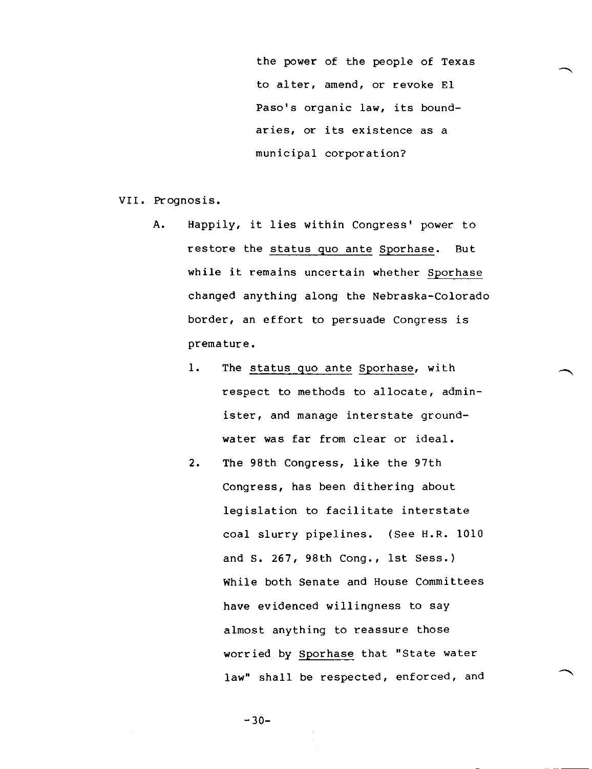the power of the people of Texas to alter, amend, or revoke El Paso's organic law, its boundaries, or its existence as a municipal corporation?

VII. Prognosis.

A. Happily, it lies within Congress' power to restore the *status quo ante Sporhase*. But while it remains uncertain whether *Sporhase* changed anything along the Nebraska-Colorado border, an effort to persuade Congress is premature.

1. The *status quo ante Sporhase*, with respect to methods to allocate, administer, and manage interstate groundwater was far from clear or ideal.

2. The 98th Congress, like the 97th Congress, has been dithering about legislation to facilitate interstate coal slurry pipelines. (See H.R. 1010 and S. 267, 98th Cong., 1st Sess.) While both Senate and House Committees have evidenced willingness to say almost anything to reassure those worried by *Sporhase* that "State water law" shall be respected, enforced, and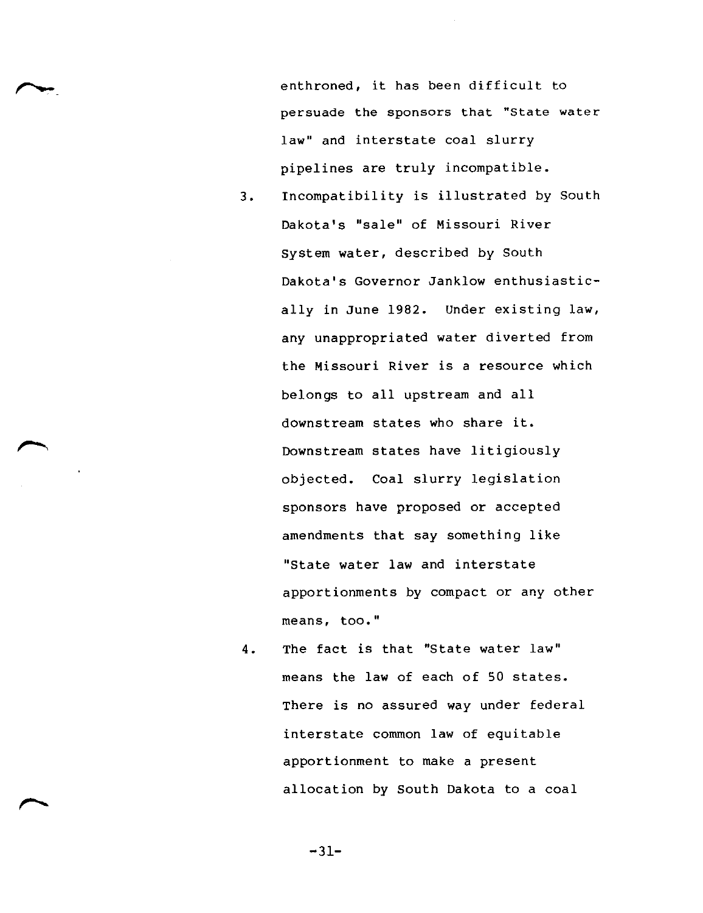enthroned, it has been difficult to persuade the sponsors that "State water law" and interstate coal slurry pipelines are truly incompatible.

3. Incompatibility is illustrated by South Dakota's "sale" of Missouri River System water, described by South Dakota's Governor Janklow enthusiastically in June 1982. Under existing law, any unappropriated water diverted from the Missouri River is a resource which belongs to all upstream and all downstream states who share it. Downstream states have litigiously objected. Coal slurry legislation sponsors have proposed or accepted amendments that say something like "State water law and interstate apportionments by compact or any other means, too."

4. The fact is that "State water law" means the law of each of 50 states. There is no assured way under federal interstate common law of equitable apportionment to make a present allocation by South Dakota to a coal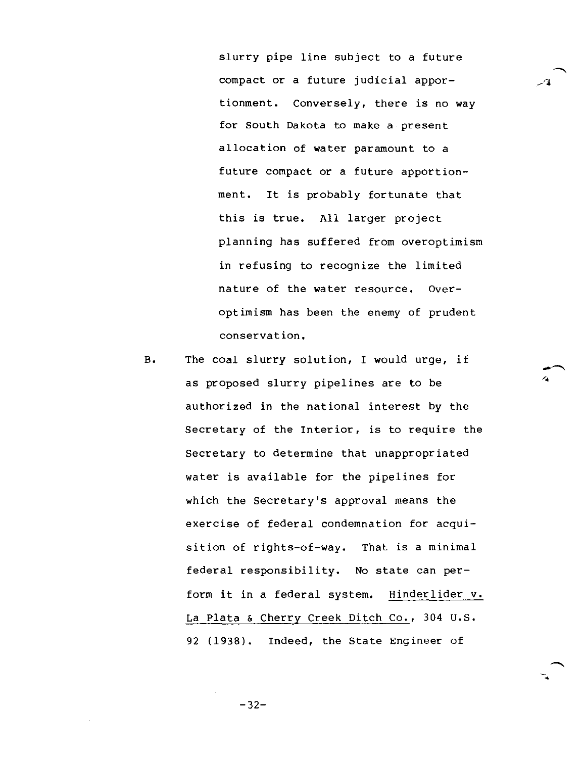slurry pipe line subject to a future compact or a future judicial apportionment. Conversely, there is no way for South Dakota to make a present allocation of water paramount to a future compact or a future apportionment. It is probably fortunate that this is true. All larger project planning has suffered from overoptimism in refusing to recognize the limited nature of the water resource. Overoptimism has been the enemy of prudent conservation.

B. The coal slurry solution, I would urge, if as proposed slurry pipelines are to be authorized in the national interest by the Secretary of the Interior, is to require the Secretary to determine that unappropriated water is available for the pipelines for which the Secretary's approval means the exercise of federal condemnation for acquisition of rights-of-way. That is a minimal federal responsibility. No state can perform it in a federal system. Hinderlider v. La Plata & Cherry Creek Ditch Co., 304 U.S. 92 (1938). Indeed, the State Engineer of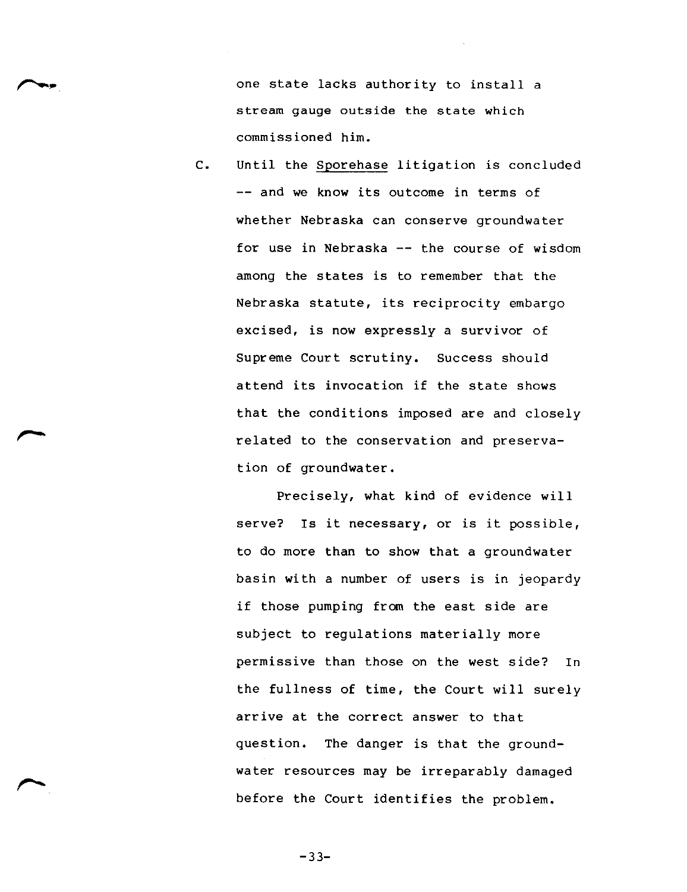one state lacks authority to install a stream gauge outside the state which commissioned him.

C. Until the Sporehase litigation is concluded -- and we know its outcome in terms of whether Nebraska can conserve groundwater for use in Nebraska -- the course of wisdom among the states is to remember that the Nebraska statute, its reciprocity embargo excised, is now expressly a survivor of Supreme Court scrutiny. Success should attend its invocation if the state shows that the conditions imposed are and closely related to the conservation and preservation of groundwater.

Precisely, what kind of evidence will serve? Is it necessary, or is it possible, to do more than to show that a groundwater basin with a number of users is in jeopardy if those pumping from the east side are subject to regulations materially more permissive than those on the west side? In the fullness of time, the Court will surely arrive at the correct answer to that question. The danger is that the groundwater resources may be irreparably damaged before the Court identifies the problem.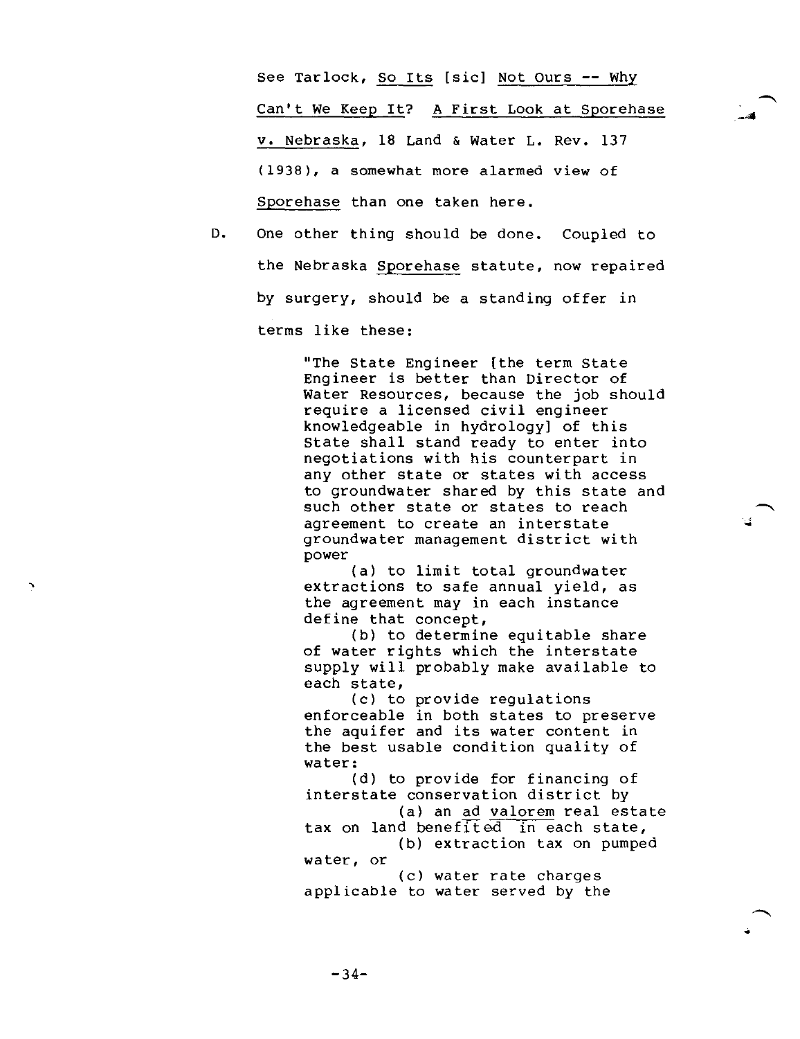See Tarlock, _So Its_ [sic] _Not Ours -- Why Can't We Keep It? A First Look at Sporehase v. Nebraska_, 18 Land & Water L. Rev. 137 (1938), a somewhat more alarmed view of _Sporehase_ than one taken here.

D. One other thing should be done. Coupled to the Nebraska _Sporehase_ statute, now repaired by surgery, should be a standing offer in terms like these:

> "The State Engineer [the term State Engineer is better than Director of Water Resources, because the job should require a licensed civil engineer knowledgeable in hydrology] of this State shall stand ready to enter into negotiations with his counterpart in any other state or states with access to groundwater shared by this state and such other state or states to reach agreement to create an interstate groundwater management district with power
>
> (a) to limit total groundwater extractions to safe annual yield, as the agreement may in each instance define that concept,
>
> (b) to determine equitable share of water rights which the interstate supply will probably make available to each state,
>
> (c) to provide regulations enforceable in both states to preserve the aquifer and its water content in the best usable condition quality of water:
>
> (d) to provide for financing of interstate conservation district by
>
> (a) an _ad valorem_ real estate tax on land benefited in each state,
>
> (b) extraction tax on pumped water, or
>
> (c) water rate charges applicable to water served by the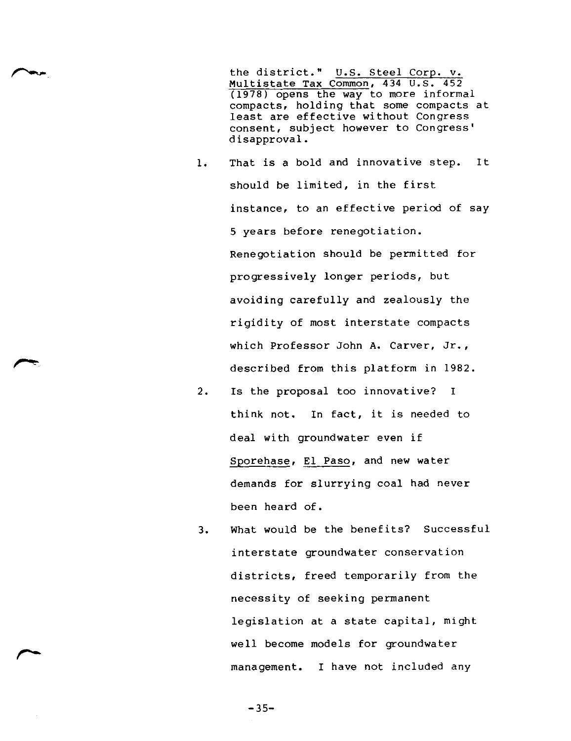the district." U.S. Steel Corp. v. Multistate Tax Common, 434 U.S. 452 (1978) opens the way to more informal compacts, holding that some compacts at least are effective without Congress consent, subject however to Congress' disapproval.

1. That is a bold and innovative step. It should be limited, in the first instance, to an effective period of say 5 years before renegotiation. Renegotiation should be permitted for progressively longer periods, but avoiding carefully and zealously the rigidity of most interstate compacts which Professor John A. Carver, Jr., described from this platform in 1982.

2. Is the proposal too innovative? I think not. In fact, it is needed to deal with groundwater even if Sporehase, El Paso, and new water demands for slurrying coal had never been heard of.

3. What would be the benefits? Successful interstate groundwater conservation districts, freed temporarily from the necessity of seeking permanent legislation at a state capital, might well become models for groundwater management. I have not included any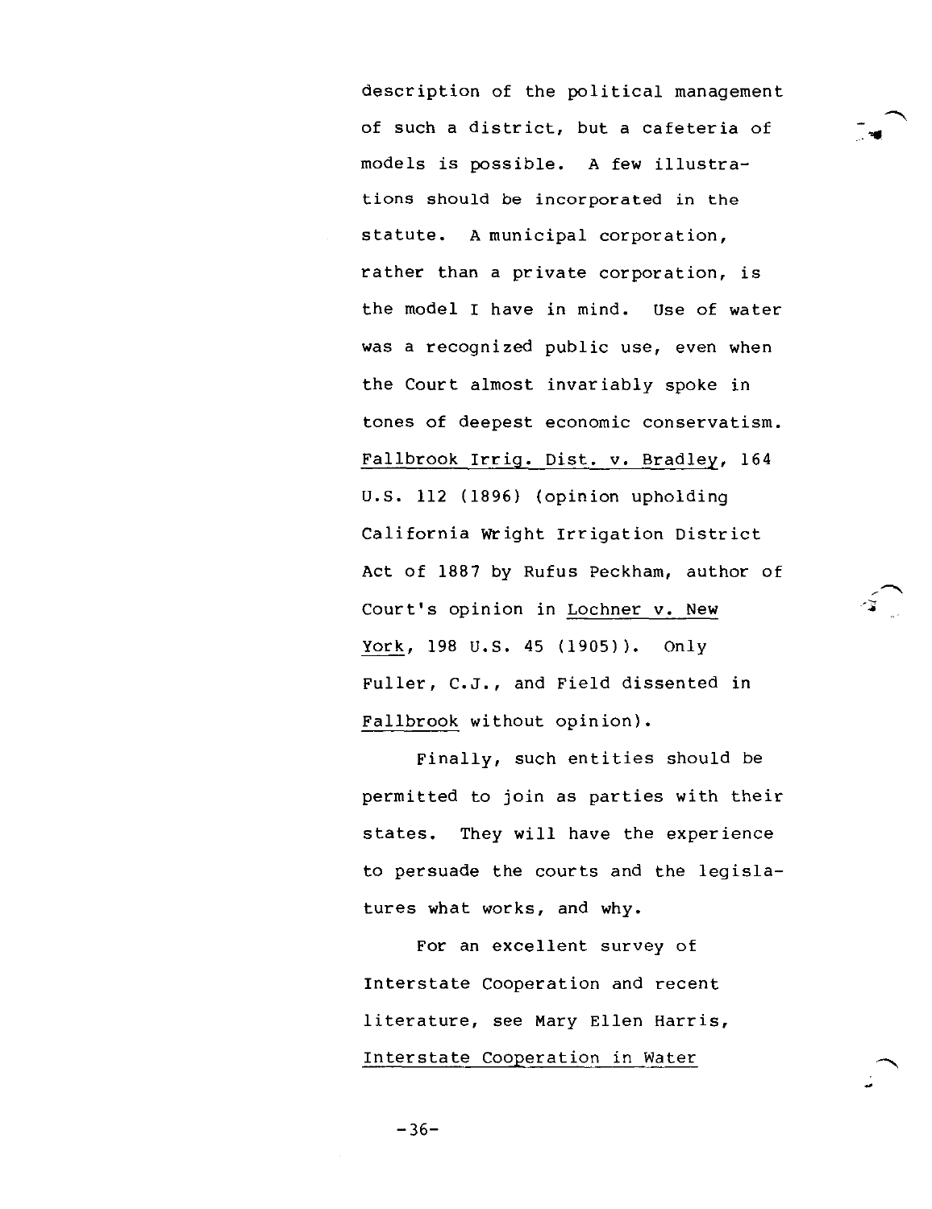description of the political management of such a district, but a cafeteria of models is possible. A few illustrations should be incorporated in the statute. A municipal corporation, rather than a private corporation, is the model I have in mind. Use of water was a recognized public use, even when the Court almost invariably spoke in tones of deepest economic conservatism. Fallbrook Irrig. Dist. v. Bradley, 164 U.S. 112 (1896) (opinion upholding California Wright Irrigation District Act of 1887 by Rufus Peckham, author of Court's opinion in Lochner v. New York, 198 U.S. 45 (1905)). Only Fuller, C.J., and Field dissented in Fallbrook without opinion).

Finally, such entities should be permitted to join as parties with their states. They will have the experience to persuade the courts and the legislatures what works, and why.

For an excellent survey of Interstate Cooperation and recent literature, see Mary Ellen Harris, Interstate Cooperation in Water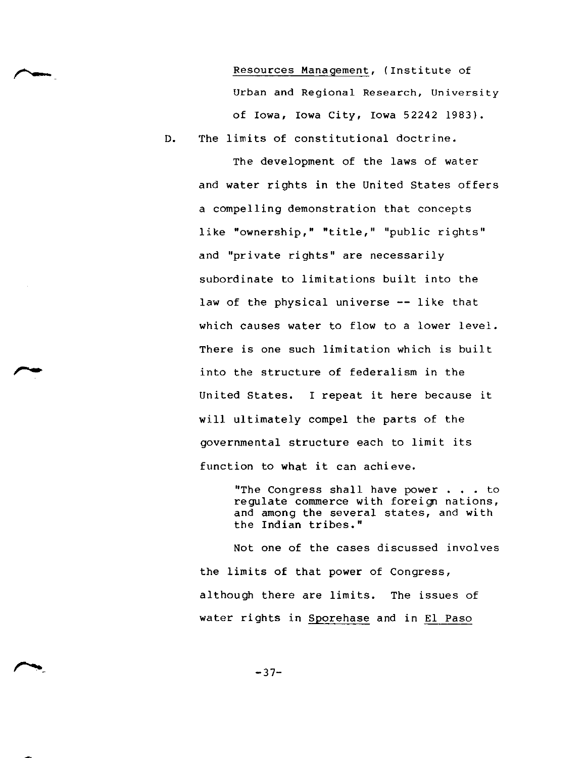Resources Management, (Institute of Urban and Regional Research, University of Iowa, Iowa City, Iowa 52242 1983).

D. The limits of constitutional doctrine.

The development of the laws of water and water rights in the United States offers a compelling demonstration that concepts like "ownership," "title," "public rights" and "private rights" are necessarily subordinate to limitations built into the law of the physical universe -- like that which causes water to flow to a lower level. There is one such limitation which is built into the structure of federalism in the United States. I repeat it here because it will ultimately compel the parts of the governmental structure each to limit its function to what it can achieve.

> "The Congress shall have power . . . to regulate commerce with foreign nations, and among the several states, and with the Indian tribes."

Not one of the cases discussed involves the limits of that power of Congress, although there are limits. The issues of water rights in Sporehase and in El Paso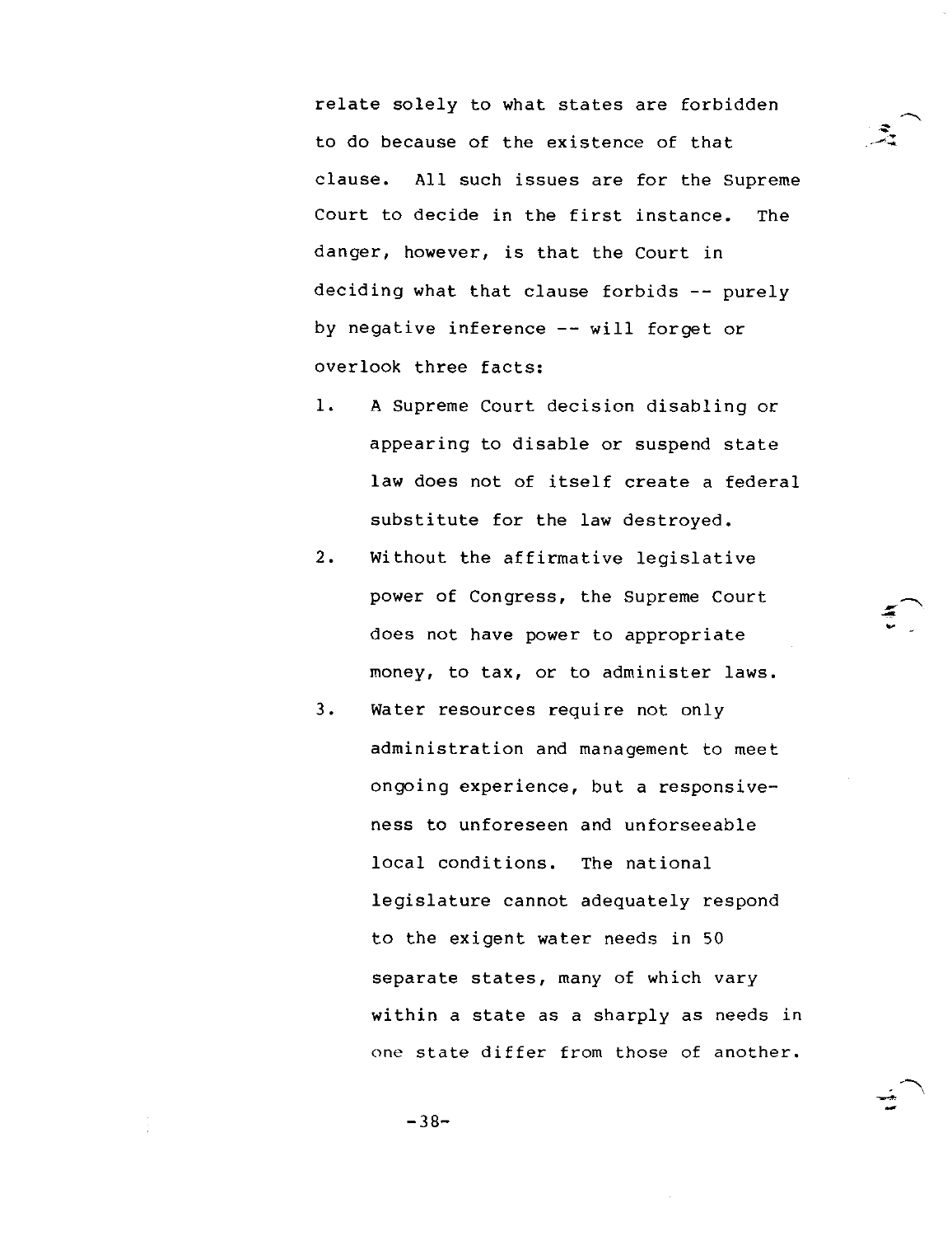relate solely to what states are forbidden to do because of the existence of that clause. All such issues are for the Supreme Court to decide in the first instance. The danger, however, is that the Court in deciding what that clause forbids -- purely by negative inference -- will forget or overlook three facts:

1. A Supreme Court decision disabling or appearing to disable or suspend state law does not of itself create a federal substitute for the law destroyed.
2. Without the affirmative legislative power of Congress, the Supreme Court does not have power to appropriate money, to tax, or to administer laws.
3. Water resources require not only administration and management to meet ongoing experience, but a responsiveness to unforeseen and unforseeable local conditions. The national legislature cannot adequately respond to the exigent water needs in 50 separate states, many of which vary within a state as a sharply as needs in one state differ from those of another.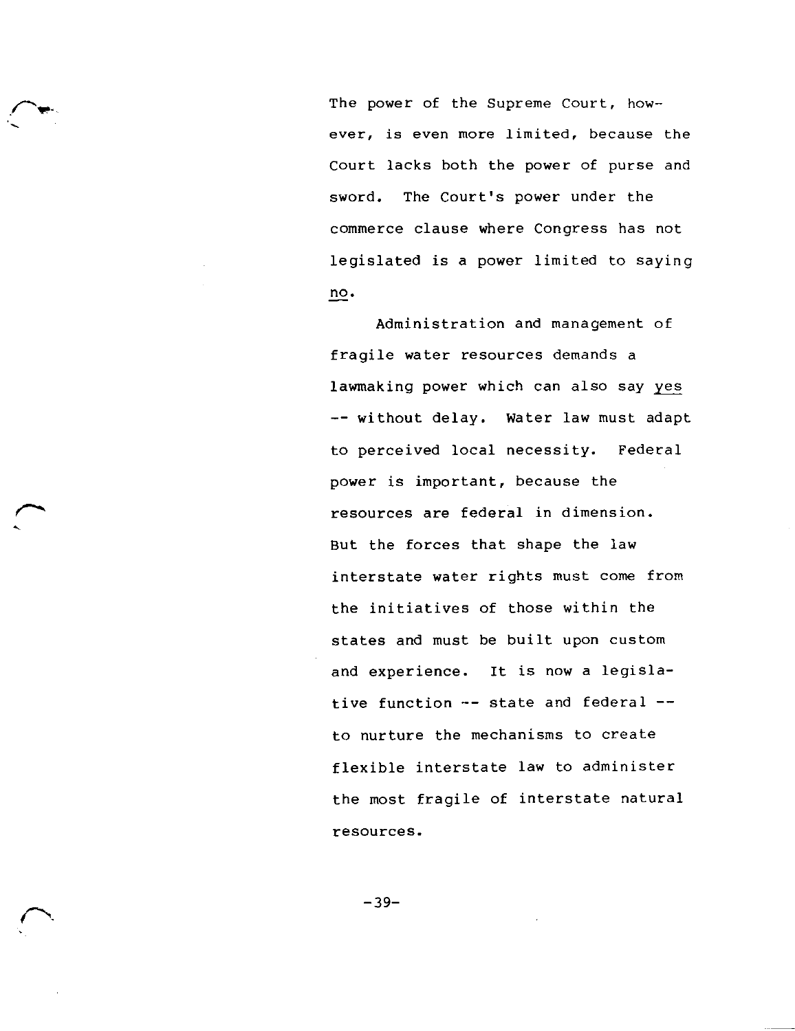The power of the Supreme Court, however, is even more limited, because the Court lacks both the power of purse and sword. The Court's power under the commerce clause where Congress has not legislated is a power limited to saying *no*.

Administration and management of fragile water resources demands a lawmaking power which can also say *yes* -- without delay. Water law must adapt to perceived local necessity. Federal power is important, because the resources are federal in dimension. But the forces that shape the law interstate water rights must come from the initiatives of those within the states and must be built upon custom and experience. It is now a legislative function -- state and federal -- to nurture the mechanisms to create flexible interstate law to administer the most fragile of interstate natural resources.